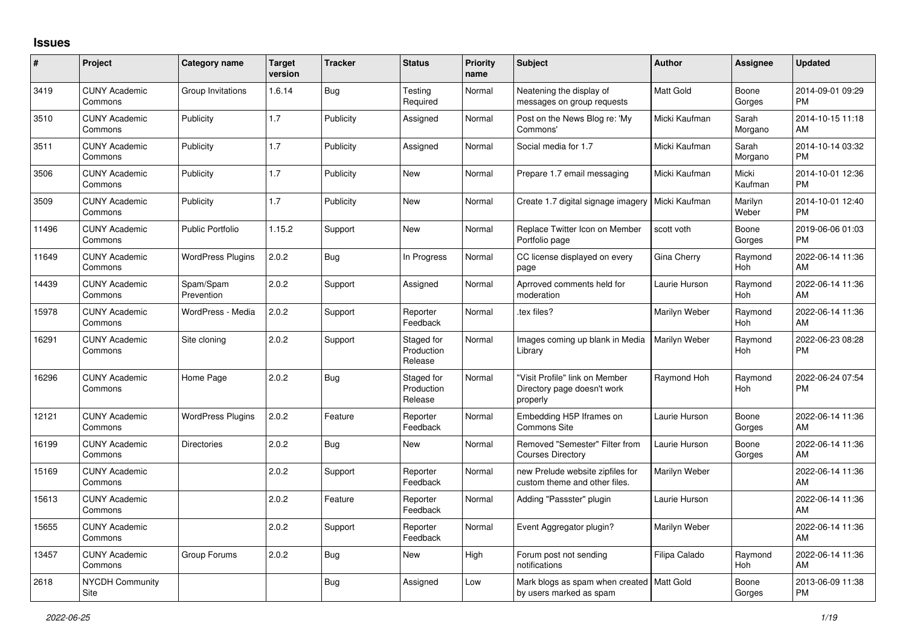# Issues

| # | Project | Category name | Target version | Tracker | Status | Priority name | Subject | Author | Assignee | Updated |
|---|---|---|---|---|---|---|---|---|---|---|
| 3419 | CUNY Academic Commons | Group Invitations | 1.6.14 | Bug | Testing Required | Normal | Neatening the display of messages on group requests | Matt Gold | Boone Gorges | 2014-09-01 09:29 PM |
| 3510 | CUNY Academic Commons | Publicity | 1.7 | Publicity | Assigned | Normal | Post on the News Blog re: 'My Commons' | Micki Kaufman | Sarah Morgano | 2014-10-15 11:18 AM |
| 3511 | CUNY Academic Commons | Publicity | 1.7 | Publicity | Assigned | Normal | Social media for 1.7 | Micki Kaufman | Sarah Morgano | 2014-10-14 03:32 PM |
| 3506 | CUNY Academic Commons | Publicity | 1.7 | Publicity | New | Normal | Prepare 1.7 email messaging | Micki Kaufman | Micki Kaufman | 2014-10-01 12:36 PM |
| 3509 | CUNY Academic Commons | Publicity | 1.7 | Publicity | New | Normal | Create 1.7 digital signage imagery | Micki Kaufman | Marilyn Weber | 2014-10-01 12:40 PM |
| 11496 | CUNY Academic Commons | Public Portfolio | 1.15.2 | Support | New | Normal | Replace Twitter Icon on Member Portfolio page | scott voth | Boone Gorges | 2019-06-06 01:03 PM |
| 11649 | CUNY Academic Commons | WordPress Plugins | 2.0.2 | Bug | In Progress | Normal | CC license displayed on every page | Gina Cherry | Raymond Hoh | 2022-06-14 11:36 AM |
| 14439 | CUNY Academic Commons | Spam/Spam Prevention | 2.0.2 | Support | Assigned | Normal | Aprroved comments held for moderation | Laurie Hurson | Raymond Hoh | 2022-06-14 11:36 AM |
| 15978 | CUNY Academic Commons | WordPress - Media | 2.0.2 | Support | Reporter Feedback | Normal | .tex files? | Marilyn Weber | Raymond Hoh | 2022-06-14 11:36 AM |
| 16291 | CUNY Academic Commons | Site cloning | 2.0.2 | Support | Staged for Production Release | Normal | Images coming up blank in Media Library | Marilyn Weber | Raymond Hoh | 2022-06-23 08:28 PM |
| 16296 | CUNY Academic Commons | Home Page | 2.0.2 | Bug | Staged for Production Release | Normal | "Visit Profile" link on Member Directory page doesn't work properly | Raymond Hoh | Raymond Hoh | 2022-06-24 07:54 PM |
| 12121 | CUNY Academic Commons | WordPress Plugins | 2.0.2 | Feature | Reporter Feedback | Normal | Embedding H5P Iframes on Commons Site | Laurie Hurson | Boone Gorges | 2022-06-14 11:36 AM |
| 16199 | CUNY Academic Commons | Directories | 2.0.2 | Bug | New | Normal | Removed "Semester" Filter from Courses Directory | Laurie Hurson | Boone Gorges | 2022-06-14 11:36 AM |
| 15169 | CUNY Academic Commons | | 2.0.2 | Support | Reporter Feedback | Normal | new Prelude website zipfiles for custom theme and other files. | Marilyn Weber | | 2022-06-14 11:36 AM |
| 15613 | CUNY Academic Commons | | 2.0.2 | Feature | Reporter Feedback | Normal | Adding "Passster" plugin | Laurie Hurson | | 2022-06-14 11:36 AM |
| 15655 | CUNY Academic Commons | | 2.0.2 | Support | Reporter Feedback | Normal | Event Aggregator plugin? | Marilyn Weber | | 2022-06-14 11:36 AM |
| 13457 | CUNY Academic Commons | Group Forums | 2.0.2 | Bug | New | High | Forum post not sending notifications | Filipa Calado | Raymond Hoh | 2022-06-14 11:36 AM |
| 2618 | NYCDH Community Site | | | Bug | Assigned | Low | Mark blogs as spam when created by users marked as spam | Matt Gold | Boone Gorges | 2013-06-09 11:38 PM |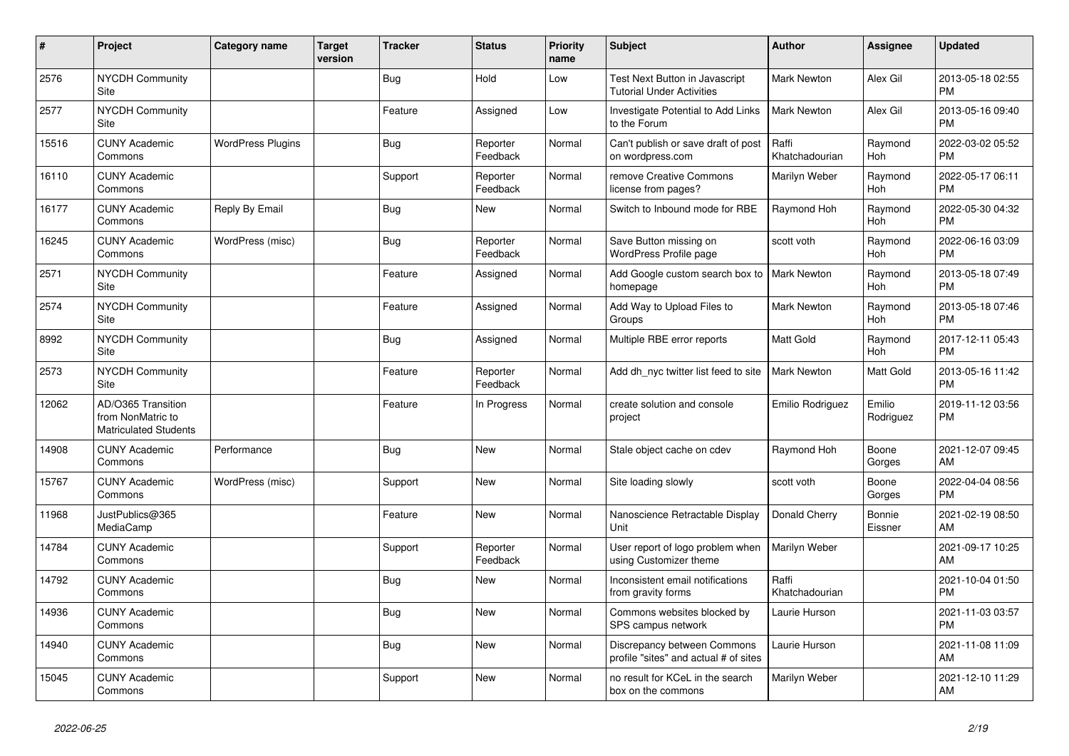| # | Project | Category name | Target version | Tracker | Status | Priority name | Subject | Author | Assignee | Updated |
|---|---|---|---|---|---|---|---|---|---|---|
| 2576 | NYCDH Community Site | | | Bug | Hold | Low | Test Next Button in Javascript Tutorial Under Activities | Mark Newton | Alex Gil | 2013-05-18 02:55 PM |
| 2577 | NYCDH Community Site | | | Feature | Assigned | Low | Investigate Potential to Add Links to the Forum | Mark Newton | Alex Gil | 2013-05-16 09:40 PM |
| 15516 | CUNY Academic Commons | WordPress Plugins | | Bug | Reporter Feedback | Normal | Can't publish or save draft of post on wordpress.com | Raffi Khatchadourian | Raymond Hoh | 2022-03-02 05:52 PM |
| 16110 | CUNY Academic Commons | | | Support | Reporter Feedback | Normal | remove Creative Commons license from pages? | Marilyn Weber | Raymond Hoh | 2022-05-17 06:11 PM |
| 16177 | CUNY Academic Commons | Reply By Email | | Bug | New | Normal | Switch to Inbound mode for RBE | Raymond Hoh | Raymond Hoh | 2022-05-30 04:32 PM |
| 16245 | CUNY Academic Commons | WordPress (misc) | | Bug | Reporter Feedback | Normal | Save Button missing on WordPress Profile page | scott voth | Raymond Hoh | 2022-06-16 03:09 PM |
| 2571 | NYCDH Community Site | | | Feature | Assigned | Normal | Add Google custom search box to homepage | Mark Newton | Raymond Hoh | 2013-05-18 07:49 PM |
| 2574 | NYCDH Community Site | | | Feature | Assigned | Normal | Add Way to Upload Files to Groups | Mark Newton | Raymond Hoh | 2013-05-18 07:46 PM |
| 8992 | NYCDH Community Site | | | Bug | Assigned | Normal | Multiple RBE error reports | Matt Gold | Raymond Hoh | 2017-12-11 05:43 PM |
| 2573 | NYCDH Community Site | | | Feature | Reporter Feedback | Normal | Add dh_nyc twitter list feed to site | Mark Newton | Matt Gold | 2013-05-16 11:42 PM |
| 12062 | AD/O365 Transition from NonMatric to Matriculated Students | | | Feature | In Progress | Normal | create solution and console project | Emilio Rodriguez | Emilio Rodriguez | 2019-11-12 03:56 PM |
| 14908 | CUNY Academic Commons | Performance | | Bug | New | Normal | Stale object cache on cdev | Raymond Hoh | Boone Gorges | 2021-12-07 09:45 AM |
| 15767 | CUNY Academic Commons | WordPress (misc) | | Support | New | Normal | Site loading slowly | scott voth | Boone Gorges | 2022-04-04 08:56 PM |
| 11968 | JustPublics@365 MediaCamp | | | Feature | New | Normal | Nanoscience Retractable Display Unit | Donald Cherry | Bonnie Eissner | 2021-02-19 08:50 AM |
| 14784 | CUNY Academic Commons | | | Support | Reporter Feedback | Normal | User report of logo problem when using Customizer theme | Marilyn Weber | | 2021-09-17 10:25 AM |
| 14792 | CUNY Academic Commons | | | Bug | New | Normal | Inconsistent email notifications from gravity forms | Raffi Khatchadourian | | 2021-10-04 01:50 PM |
| 14936 | CUNY Academic Commons | | | Bug | New | Normal | Commons websites blocked by SPS campus network | Laurie Hurson | | 2021-11-03 03:57 PM |
| 14940 | CUNY Academic Commons | | | Bug | New | Normal | Discrepancy between Commons profile "sites" and actual # of sites | Laurie Hurson | | 2021-11-08 11:09 AM |
| 15045 | CUNY Academic Commons | | | Support | New | Normal | no result for KCeL in the search box on the commons | Marilyn Weber | | 2021-12-10 11:29 AM |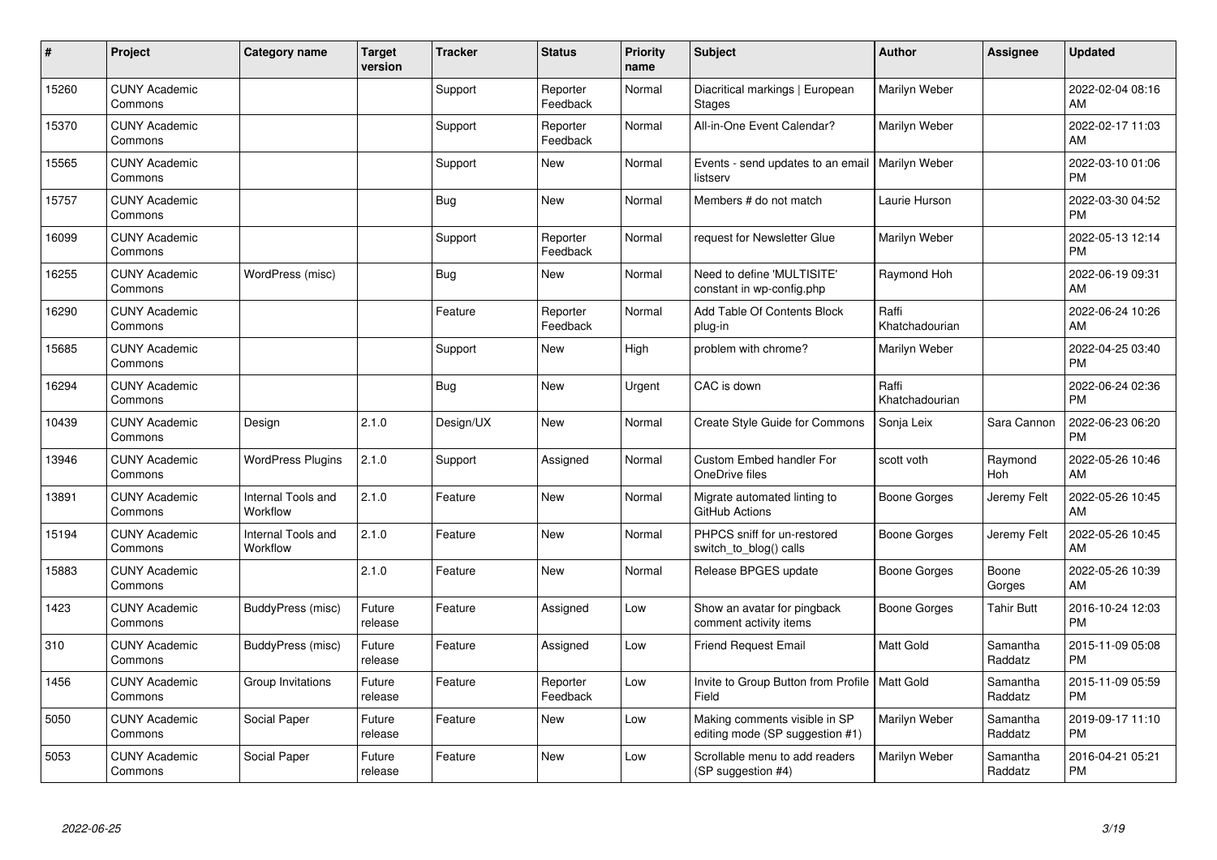| # | Project | Category name | Target version | Tracker | Status | Priority name | Subject | Author | Assignee | Updated |
|---|---|---|---|---|---|---|---|---|---|---|
| 15260 | CUNY Academic Commons | | | Support | Reporter Feedback | Normal | Diacritical markings \| European Stages | Marilyn Weber | | 2022-02-04 08:16 AM |
| 15370 | CUNY Academic Commons | | | Support | Reporter Feedback | Normal | All-in-One Event Calendar? | Marilyn Weber | | 2022-02-17 11:03 AM |
| 15565 | CUNY Academic Commons | | | Support | New | Normal | Events - send updates to an email listserv | Marilyn Weber | | 2022-03-10 01:06 PM |
| 15757 | CUNY Academic Commons | | | Bug | New | Normal | Members # do not match | Laurie Hurson | | 2022-03-30 04:52 PM |
| 16099 | CUNY Academic Commons | | | Support | Reporter Feedback | Normal | request for Newsletter Glue | Marilyn Weber | | 2022-05-13 12:14 PM |
| 16255 | CUNY Academic Commons | WordPress (misc) | | Bug | New | Normal | Need to define 'MULTISITE' constant in wp-config.php | Raymond Hoh | | 2022-06-19 09:31 AM |
| 16290 | CUNY Academic Commons | | | Feature | Reporter Feedback | Normal | Add Table Of Contents Block plug-in | Raffi Khatchadourian | | 2022-06-24 10:26 AM |
| 15685 | CUNY Academic Commons | | | Support | New | High | problem with chrome? | Marilyn Weber | | 2022-04-25 03:40 PM |
| 16294 | CUNY Academic Commons | | | Bug | New | Urgent | CAC is down | Raffi Khatchadourian | | 2022-06-24 02:36 PM |
| 10439 | CUNY Academic Commons | Design | 2.1.0 | Design/UX | New | Normal | Create Style Guide for Commons | Sonja Leix | Sara Cannon | 2022-06-23 06:20 PM |
| 13946 | CUNY Academic Commons | WordPress Plugins | 2.1.0 | Support | Assigned | Normal | Custom Embed handler For OneDrive files | scott voth | Raymond Hoh | 2022-05-26 10:46 AM |
| 13891 | CUNY Academic Commons | Internal Tools and Workflow | 2.1.0 | Feature | New | Normal | Migrate automated linting to GitHub Actions | Boone Gorges | Jeremy Felt | 2022-05-26 10:45 AM |
| 15194 | CUNY Academic Commons | Internal Tools and Workflow | 2.1.0 | Feature | New | Normal | PHPCS sniff for un-restored switch_to_blog() calls | Boone Gorges | Jeremy Felt | 2022-05-26 10:45 AM |
| 15883 | CUNY Academic Commons | | 2.1.0 | Feature | New | Normal | Release BPGES update | Boone Gorges | Boone Gorges | 2022-05-26 10:39 AM |
| 1423 | CUNY Academic Commons | BuddyPress (misc) | Future release | Feature | Assigned | Low | Show an avatar for pingback comment activity items | Boone Gorges | Tahir Butt | 2016-10-24 12:03 PM |
| 310 | CUNY Academic Commons | BuddyPress (misc) | Future release | Feature | Assigned | Low | Friend Request Email | Matt Gold | Samantha Raddatz | 2015-11-09 05:08 PM |
| 1456 | CUNY Academic Commons | Group Invitations | Future release | Feature | Reporter Feedback | Low | Invite to Group Button from Profile Field | Matt Gold | Samantha Raddatz | 2015-11-09 05:59 PM |
| 5050 | CUNY Academic Commons | Social Paper | Future release | Feature | New | Low | Making comments visible in SP editing mode (SP suggestion #1) | Marilyn Weber | Samantha Raddatz | 2019-09-17 11:10 PM |
| 5053 | CUNY Academic Commons | Social Paper | Future release | Feature | New | Low | Scrollable menu to add readers (SP suggestion #4) | Marilyn Weber | Samantha Raddatz | 2016-04-21 05:21 PM |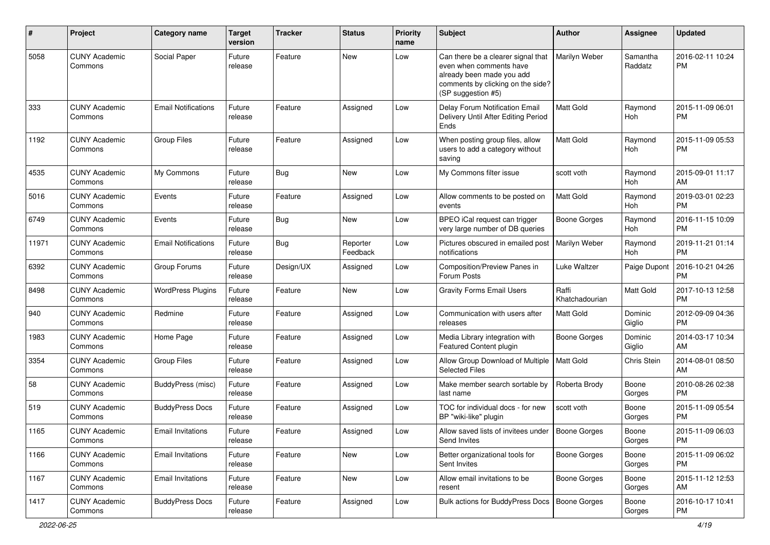| # | Project | Category name | Target version | Tracker | Status | Priority name | Subject | Author | Assignee | Updated |
|---|---|---|---|---|---|---|---|---|---|---|
| 5058 | CUNY Academic Commons | Social Paper | Future release | Feature | New | Low | Can there be a clearer signal that even when comments have already been made you add comments by clicking on the side? (SP suggestion #5) | Marilyn Weber | Samantha Raddatz | 2016-02-11 10:24 PM |
| 333 | CUNY Academic Commons | Email Notifications | Future release | Feature | Assigned | Low | Delay Forum Notification Email Delivery Until After Editing Period Ends | Matt Gold | Raymond Hoh | 2015-11-09 06:01 PM |
| 1192 | CUNY Academic Commons | Group Files | Future release | Feature | Assigned | Low | When posting group files, allow users to add a category without saving | Matt Gold | Raymond Hoh | 2015-11-09 05:53 PM |
| 4535 | CUNY Academic Commons | My Commons | Future release | Bug | New | Low | My Commons filter issue | scott voth | Raymond Hoh | 2015-09-01 11:17 AM |
| 5016 | CUNY Academic Commons | Events | Future release | Feature | Assigned | Low | Allow comments to be posted on events | Matt Gold | Raymond Hoh | 2019-03-01 02:23 PM |
| 6749 | CUNY Academic Commons | Events | Future release | Bug | New | Low | BPEO iCal request can trigger very large number of DB queries | Boone Gorges | Raymond Hoh | 2016-11-15 10:09 PM |
| 11971 | CUNY Academic Commons | Email Notifications | Future release | Bug | Reporter Feedback | Low | Pictures obscured in emailed post notifications | Marilyn Weber | Raymond Hoh | 2019-11-21 01:14 PM |
| 6392 | CUNY Academic Commons | Group Forums | Future release | Design/UX | Assigned | Low | Composition/Preview Panes in Forum Posts | Luke Waltzer | Paige Dupont | 2016-10-21 04:26 PM |
| 8498 | CUNY Academic Commons | WordPress Plugins | Future release | Feature | New | Low | Gravity Forms Email Users | Raffi Khatchadourian | Matt Gold | 2017-10-13 12:58 PM |
| 940 | CUNY Academic Commons | Redmine | Future release | Feature | Assigned | Low | Communication with users after releases | Matt Gold | Dominic Giglio | 2012-09-09 04:36 PM |
| 1983 | CUNY Academic Commons | Home Page | Future release | Feature | Assigned | Low | Media Library integration with Featured Content plugin | Boone Gorges | Dominic Giglio | 2014-03-17 10:34 AM |
| 3354 | CUNY Academic Commons | Group Files | Future release | Feature | Assigned | Low | Allow Group Download of Multiple Selected Files | Matt Gold | Chris Stein | 2014-08-01 08:50 AM |
| 58 | CUNY Academic Commons | BuddyPress (misc) | Future release | Feature | Assigned | Low | Make member search sortable by last name | Roberta Brody | Boone Gorges | 2010-08-26 02:38 PM |
| 519 | CUNY Academic Commons | BuddyPress Docs | Future release | Feature | Assigned | Low | TOC for individual docs - for new BP "wiki-like" plugin | scott voth | Boone Gorges | 2015-11-09 05:54 PM |
| 1165 | CUNY Academic Commons | Email Invitations | Future release | Feature | Assigned | Low | Allow saved lists of invitees under Send Invites | Boone Gorges | Boone Gorges | 2015-11-09 06:03 PM |
| 1166 | CUNY Academic Commons | Email Invitations | Future release | Feature | New | Low | Better organizational tools for Sent Invites | Boone Gorges | Boone Gorges | 2015-11-09 06:02 PM |
| 1167 | CUNY Academic Commons | Email Invitations | Future release | Feature | New | Low | Allow email invitations to be resent | Boone Gorges | Boone Gorges | 2015-11-12 12:53 AM |
| 1417 | CUNY Academic Commons | BuddyPress Docs | Future release | Feature | Assigned | Low | Bulk actions for BuddyPress Docs | Boone Gorges | Boone Gorges | 2016-10-17 10:41 PM |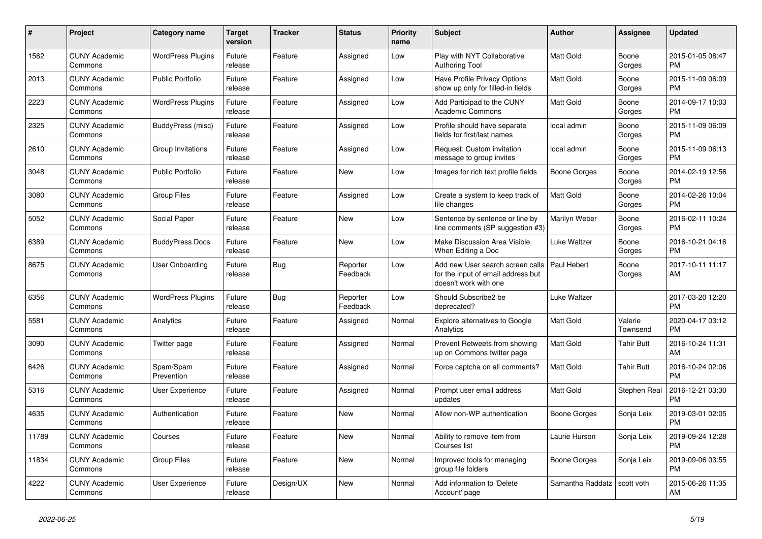| # | Project | Category name | Target version | Tracker | Status | Priority name | Subject | Author | Assignee | Updated |
|---|---|---|---|---|---|---|---|---|---|---|
| 1562 | CUNY Academic Commons | WordPress Plugins | Future release | Feature | Assigned | Low | Play with NYT Collaborative Authoring Tool | Matt Gold | Boone Gorges | 2015-01-05 08:47 PM |
| 2013 | CUNY Academic Commons | Public Portfolio | Future release | Feature | Assigned | Low | Have Profile Privacy Options show up only for filled-in fields | Matt Gold | Boone Gorges | 2015-11-09 06:09 PM |
| 2223 | CUNY Academic Commons | WordPress Plugins | Future release | Feature | Assigned | Low | Add Participad to the CUNY Academic Commons | Matt Gold | Boone Gorges | 2014-09-17 10:03 PM |
| 2325 | CUNY Academic Commons | BuddyPress (misc) | Future release | Feature | Assigned | Low | Profile should have separate fields for first/last names | local admin | Boone Gorges | 2015-11-09 06:09 PM |
| 2610 | CUNY Academic Commons | Group Invitations | Future release | Feature | Assigned | Low | Request: Custom invitation message to group invites | local admin | Boone Gorges | 2015-11-09 06:13 PM |
| 3048 | CUNY Academic Commons | Public Portfolio | Future release | Feature | New | Low | Images for rich text profile fields | Boone Gorges | Boone Gorges | 2014-02-19 12:56 PM |
| 3080 | CUNY Academic Commons | Group Files | Future release | Feature | Assigned | Low | Create a system to keep track of file changes | Matt Gold | Boone Gorges | 2014-02-26 10:04 PM |
| 5052 | CUNY Academic Commons | Social Paper | Future release | Feature | New | Low | Sentence by sentence or line by line comments (SP suggestion #3) | Marilyn Weber | Boone Gorges | 2016-02-11 10:24 PM |
| 6389 | CUNY Academic Commons | BuddyPress Docs | Future release | Feature | New | Low | Make Discussion Area Visible When Editing a Doc | Luke Waltzer | Boone Gorges | 2016-10-21 04:16 PM |
| 8675 | CUNY Academic Commons | User Onboarding | Future release | Bug | Reporter Feedback | Low | Add new User search screen calls for the input of email address but doesn't work with one | Paul Hebert | Boone Gorges | 2017-10-11 11:17 AM |
| 6356 | CUNY Academic Commons | WordPress Plugins | Future release | Bug | Reporter Feedback | Low | Should Subscribe2 be deprecated? | Luke Waltzer | | 2017-03-20 12:20 PM |
| 5581 | CUNY Academic Commons | Analytics | Future release | Feature | Assigned | Normal | Explore alternatives to Google Analytics | Matt Gold | Valerie Townsend | 2020-04-17 03:12 PM |
| 3090 | CUNY Academic Commons | Twitter page | Future release | Feature | Assigned | Normal | Prevent Retweets from showing up on Commons twitter page | Matt Gold | Tahir Butt | 2016-10-24 11:31 AM |
| 6426 | CUNY Academic Commons | Spam/Spam Prevention | Future release | Feature | Assigned | Normal | Force captcha on all comments? | Matt Gold | Tahir Butt | 2016-10-24 02:06 PM |
| 5316 | CUNY Academic Commons | User Experience | Future release | Feature | Assigned | Normal | Prompt user email address updates | Matt Gold | Stephen Real | 2016-12-21 03:30 PM |
| 4635 | CUNY Academic Commons | Authentication | Future release | Feature | New | Normal | Allow non-WP authentication | Boone Gorges | Sonja Leix | 2019-03-01 02:05 PM |
| 11789 | CUNY Academic Commons | Courses | Future release | Feature | New | Normal | Ability to remove item from Courses list | Laurie Hurson | Sonja Leix | 2019-09-24 12:28 PM |
| 11834 | CUNY Academic Commons | Group Files | Future release | Feature | New | Normal | Improved tools for managing group file folders | Boone Gorges | Sonja Leix | 2019-09-06 03:55 PM |
| 4222 | CUNY Academic Commons | User Experience | Future release | Design/UX | New | Normal | Add information to 'Delete Account' page | Samantha Raddatz | scott voth | 2015-06-26 11:35 AM |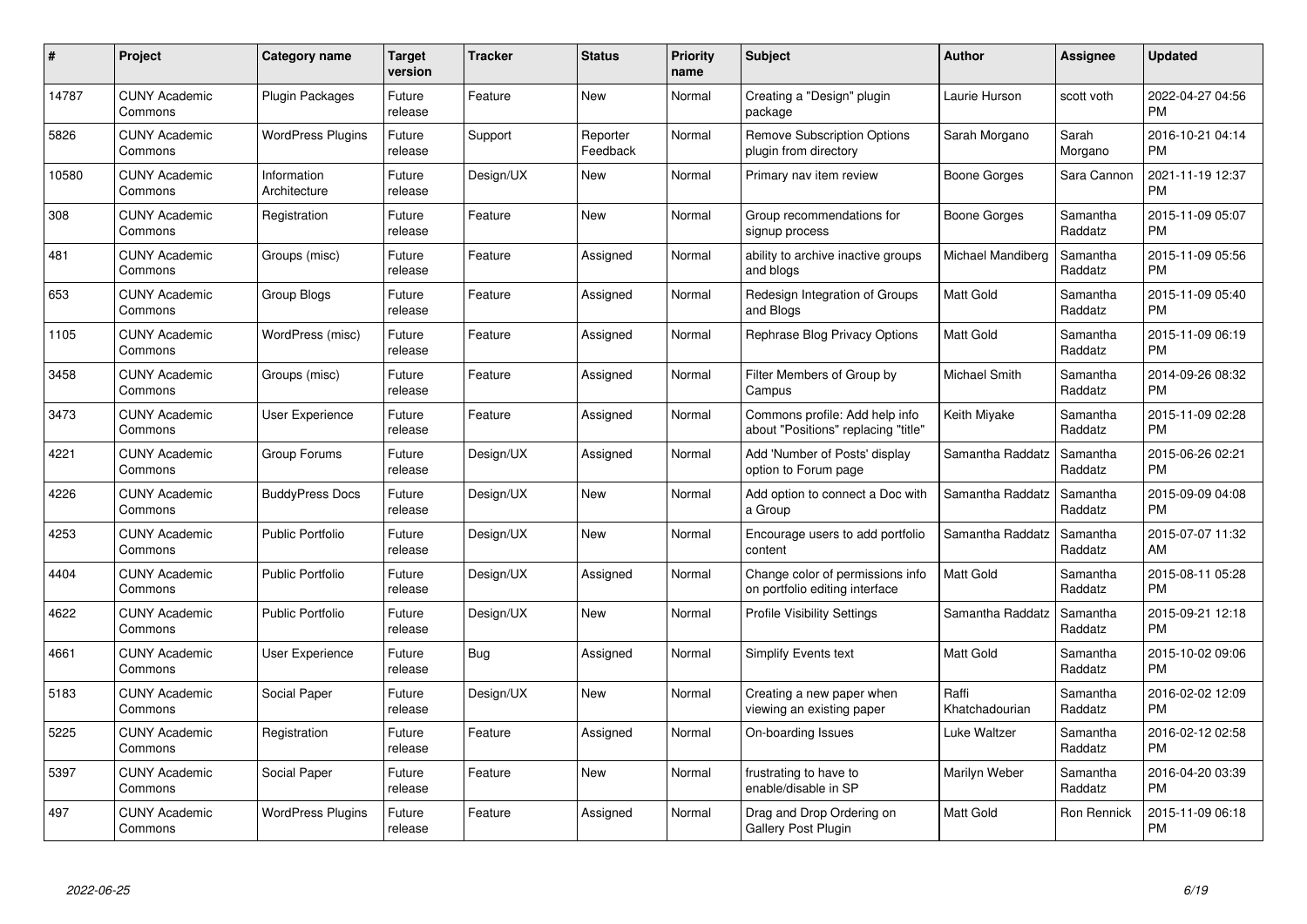| # | Project | Category name | Target version | Tracker | Status | Priority name | Subject | Author | Assignee | Updated |
|---|---|---|---|---|---|---|---|---|---|---|
| 14787 | CUNY Academic Commons | Plugin Packages | Future release | Feature | New | Normal | Creating a "Design" plugin package | Laurie Hurson | scott voth | 2022-04-27 04:56 PM |
| 5826 | CUNY Academic Commons | WordPress Plugins | Future release | Support | Reporter Feedback | Normal | Remove Subscription Options plugin from directory | Sarah Morgano | Sarah Morgano | 2016-10-21 04:14 PM |
| 10580 | CUNY Academic Commons | Information Architecture | Future release | Design/UX | New | Normal | Primary nav item review | Boone Gorges | Sara Cannon | 2021-11-19 12:37 PM |
| 308 | CUNY Academic Commons | Registration | Future release | Feature | New | Normal | Group recommendations for signup process | Boone Gorges | Samantha Raddatz | 2015-11-09 05:07 PM |
| 481 | CUNY Academic Commons | Groups (misc) | Future release | Feature | Assigned | Normal | ability to archive inactive groups and blogs | Michael Mandiberg | Samantha Raddatz | 2015-11-09 05:56 PM |
| 653 | CUNY Academic Commons | Group Blogs | Future release | Feature | Assigned | Normal | Redesign Integration of Groups and Blogs | Matt Gold | Samantha Raddatz | 2015-11-09 05:40 PM |
| 1105 | CUNY Academic Commons | WordPress (misc) | Future release | Feature | Assigned | Normal | Rephrase Blog Privacy Options | Matt Gold | Samantha Raddatz | 2015-11-09 06:19 PM |
| 3458 | CUNY Academic Commons | Groups (misc) | Future release | Feature | Assigned | Normal | Filter Members of Group by Campus | Michael Smith | Samantha Raddatz | 2014-09-26 08:32 PM |
| 3473 | CUNY Academic Commons | User Experience | Future release | Feature | Assigned | Normal | Commons profile: Add help info about "Positions" replacing "title" | Keith Miyake | Samantha Raddatz | 2015-11-09 02:28 PM |
| 4221 | CUNY Academic Commons | Group Forums | Future release | Design/UX | Assigned | Normal | Add 'Number of Posts' display option to Forum page | Samantha Raddatz | Samantha Raddatz | 2015-06-26 02:21 PM |
| 4226 | CUNY Academic Commons | BuddyPress Docs | Future release | Design/UX | New | Normal | Add option to connect a Doc with a Group | Samantha Raddatz | Samantha Raddatz | 2015-09-09 04:08 PM |
| 4253 | CUNY Academic Commons | Public Portfolio | Future release | Design/UX | New | Normal | Encourage users to add portfolio content | Samantha Raddatz | Samantha Raddatz | 2015-07-07 11:32 AM |
| 4404 | CUNY Academic Commons | Public Portfolio | Future release | Design/UX | Assigned | Normal | Change color of permissions info on portfolio editing interface | Matt Gold | Samantha Raddatz | 2015-08-11 05:28 PM |
| 4622 | CUNY Academic Commons | Public Portfolio | Future release | Design/UX | New | Normal | Profile Visibility Settings | Samantha Raddatz | Samantha Raddatz | 2015-09-21 12:18 PM |
| 4661 | CUNY Academic Commons | User Experience | Future release | Bug | Assigned | Normal | Simplify Events text | Matt Gold | Samantha Raddatz | 2015-10-02 09:06 PM |
| 5183 | CUNY Academic Commons | Social Paper | Future release | Design/UX | New | Normal | Creating a new paper when viewing an existing paper | Raffi Khatchadourian | Samantha Raddatz | 2016-02-02 12:09 PM |
| 5225 | CUNY Academic Commons | Registration | Future release | Feature | Assigned | Normal | On-boarding Issues | Luke Waltzer | Samantha Raddatz | 2016-02-12 02:58 PM |
| 5397 | CUNY Academic Commons | Social Paper | Future release | Feature | New | Normal | frustrating to have to enable/disable in SP | Marilyn Weber | Samantha Raddatz | 2016-04-20 03:39 PM |
| 497 | CUNY Academic Commons | WordPress Plugins | Future release | Feature | Assigned | Normal | Drag and Drop Ordering on Gallery Post Plugin | Matt Gold | Ron Rennick | 2015-11-09 06:18 PM |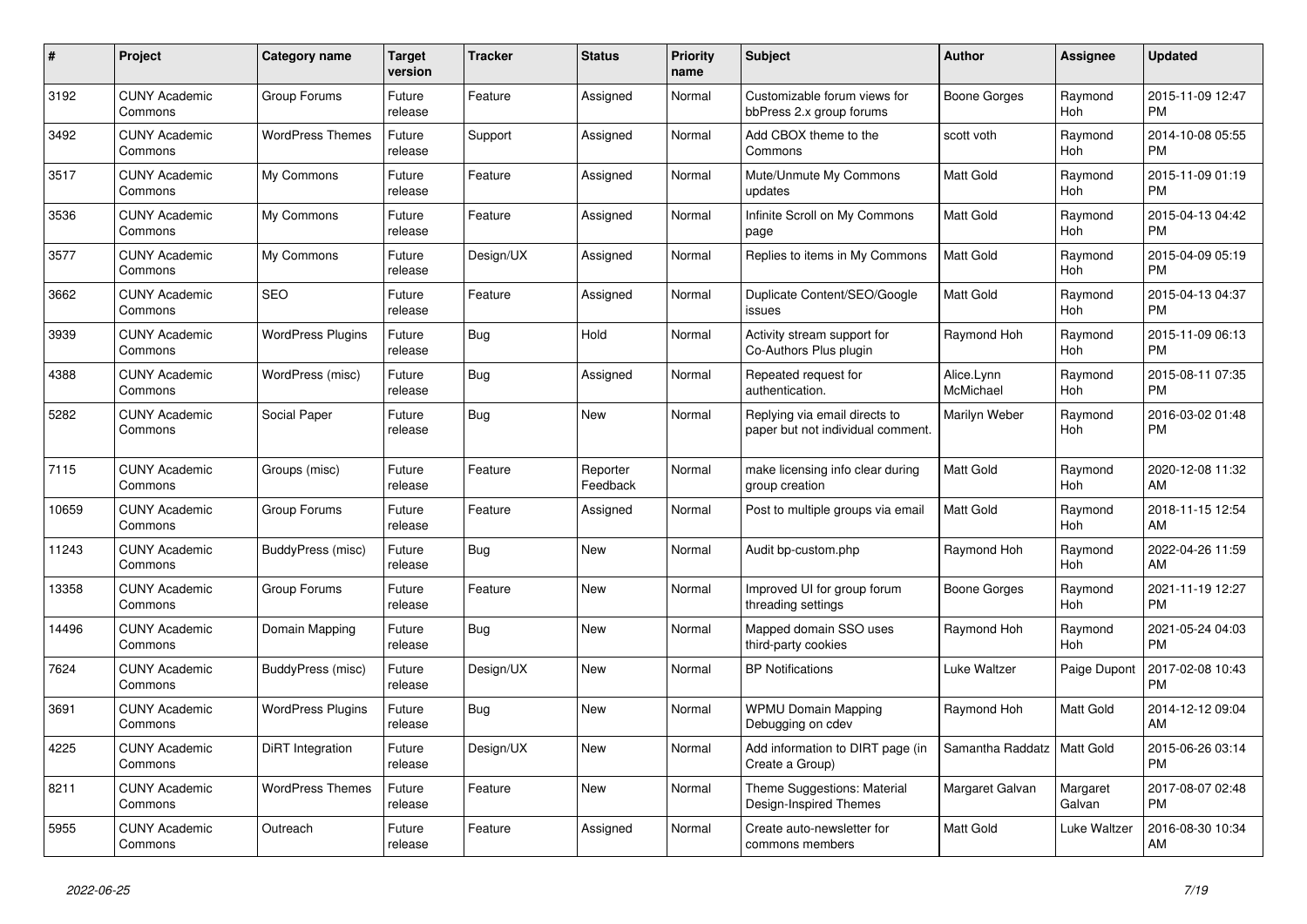| # | Project | Category name | Target version | Tracker | Status | Priority name | Subject | Author | Assignee | Updated |
|---|---|---|---|---|---|---|---|---|---|---|
| 3192 | CUNY Academic Commons | Group Forums | Future release | Feature | Assigned | Normal | Customizable forum views for bbPress 2.x group forums | Boone Gorges | Raymond Hoh | 2015-11-09 12:47 PM |
| 3492 | CUNY Academic Commons | WordPress Themes | Future release | Support | Assigned | Normal | Add CBOX theme to the Commons | scott voth | Raymond Hoh | 2014-10-08 05:55 PM |
| 3517 | CUNY Academic Commons | My Commons | Future release | Feature | Assigned | Normal | Mute/Unmute My Commons updates | Matt Gold | Raymond Hoh | 2015-11-09 01:19 PM |
| 3536 | CUNY Academic Commons | My Commons | Future release | Feature | Assigned | Normal | Infinite Scroll on My Commons page | Matt Gold | Raymond Hoh | 2015-04-13 04:42 PM |
| 3577 | CUNY Academic Commons | My Commons | Future release | Design/UX | Assigned | Normal | Replies to items in My Commons | Matt Gold | Raymond Hoh | 2015-04-09 05:19 PM |
| 3662 | CUNY Academic Commons | SEO | Future release | Feature | Assigned | Normal | Duplicate Content/SEO/Google issues | Matt Gold | Raymond Hoh | 2015-04-13 04:37 PM |
| 3939 | CUNY Academic Commons | WordPress Plugins | Future release | Bug | Hold | Normal | Activity stream support for Co-Authors Plus plugin | Raymond Hoh | Raymond Hoh | 2015-11-09 06:13 PM |
| 4388 | CUNY Academic Commons | WordPress (misc) | Future release | Bug | Assigned | Normal | Repeated request for authentication. | Alice.Lynn McMichael | Raymond Hoh | 2015-08-11 07:35 PM |
| 5282 | CUNY Academic Commons | Social Paper | Future release | Bug | New | Normal | Replying via email directs to paper but not individual comment. | Marilyn Weber | Raymond Hoh | 2016-03-02 01:48 PM |
| 7115 | CUNY Academic Commons | Groups (misc) | Future release | Feature | Reporter Feedback | Normal | make licensing info clear during group creation | Matt Gold | Raymond Hoh | 2020-12-08 11:32 AM |
| 10659 | CUNY Academic Commons | Group Forums | Future release | Feature | Assigned | Normal | Post to multiple groups via email | Matt Gold | Raymond Hoh | 2018-11-15 12:54 AM |
| 11243 | CUNY Academic Commons | BuddyPress (misc) | Future release | Bug | New | Normal | Audit bp-custom.php | Raymond Hoh | Raymond Hoh | 2022-04-26 11:59 AM |
| 13358 | CUNY Academic Commons | Group Forums | Future release | Feature | New | Normal | Improved UI for group forum threading settings | Boone Gorges | Raymond Hoh | 2021-11-19 12:27 PM |
| 14496 | CUNY Academic Commons | Domain Mapping | Future release | Bug | New | Normal | Mapped domain SSO uses third-party cookies | Raymond Hoh | Raymond Hoh | 2021-05-24 04:03 PM |
| 7624 | CUNY Academic Commons | BuddyPress (misc) | Future release | Design/UX | New | Normal | BP Notifications | Luke Waltzer | Paige Dupont | 2017-02-08 10:43 PM |
| 3691 | CUNY Academic Commons | WordPress Plugins | Future release | Bug | New | Normal | WPMU Domain Mapping Debugging on cdev | Raymond Hoh | Matt Gold | 2014-12-12 09:04 AM |
| 4225 | CUNY Academic Commons | DiRT Integration | Future release | Design/UX | New | Normal | Add information to DIRT page (in Create a Group) | Samantha Raddatz | Matt Gold | 2015-06-26 03:14 PM |
| 8211 | CUNY Academic Commons | WordPress Themes | Future release | Feature | New | Normal | Theme Suggestions: Material Design-Inspired Themes | Margaret Galvan | Margaret Galvan | 2017-08-07 02:48 PM |
| 5955 | CUNY Academic Commons | Outreach | Future release | Feature | Assigned | Normal | Create auto-newsletter for commons members | Matt Gold | Luke Waltzer | 2016-08-30 10:34 AM |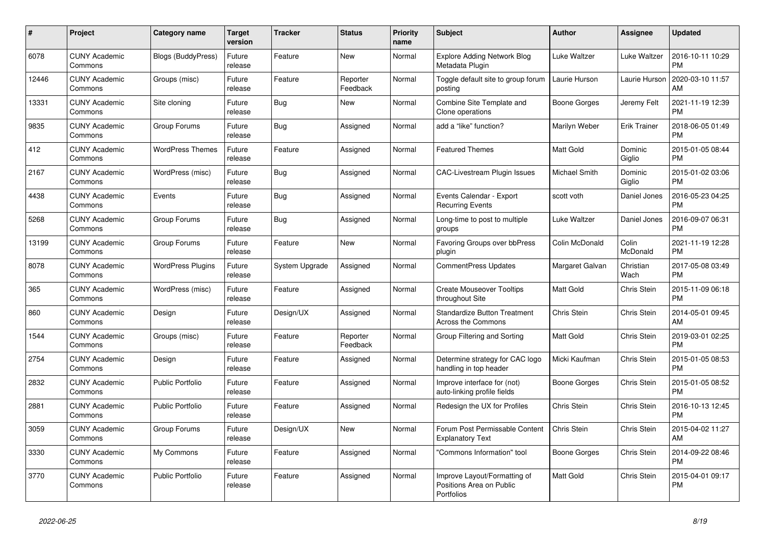| # | Project | Category name | Target version | Tracker | Status | Priority name | Subject | Author | Assignee | Updated |
|---|---|---|---|---|---|---|---|---|---|---|
| 6078 | CUNY Academic Commons | Blogs (BuddyPress) | Future release | Feature | New | Normal | Explore Adding Network Blog Metadata Plugin | Luke Waltzer | Luke Waltzer | 2016-10-11 10:29 PM |
| 12446 | CUNY Academic Commons | Groups (misc) | Future release | Feature | Reporter Feedback | Normal | Toggle default site to group forum posting | Laurie Hurson | Laurie Hurson | 2020-03-10 11:57 AM |
| 13331 | CUNY Academic Commons | Site cloning | Future release | Bug | New | Normal | Combine Site Template and Clone operations | Boone Gorges | Jeremy Felt | 2021-11-19 12:39 PM |
| 9835 | CUNY Academic Commons | Group Forums | Future release | Bug | Assigned | Normal | add a “like” function? | Marilyn Weber | Erik Trainer | 2018-06-05 01:49 PM |
| 412 | CUNY Academic Commons | WordPress Themes | Future release | Feature | Assigned | Normal | Featured Themes | Matt Gold | Dominic Giglio | 2015-01-05 08:44 PM |
| 2167 | CUNY Academic Commons | WordPress (misc) | Future release | Bug | Assigned | Normal | CAC-Livestream Plugin Issues | Michael Smith | Dominic Giglio | 2015-01-02 03:06 PM |
| 4438 | CUNY Academic Commons | Events | Future release | Bug | Assigned | Normal | Events Calendar - Export Recurring Events | scott voth | Daniel Jones | 2016-05-23 04:25 PM |
| 5268 | CUNY Academic Commons | Group Forums | Future release | Bug | Assigned | Normal | Long-time to post to multiple groups | Luke Waltzer | Daniel Jones | 2016-09-07 06:31 PM |
| 13199 | CUNY Academic Commons | Group Forums | Future release | Feature | New | Normal | Favoring Groups over bbPress plugin | Colin McDonald | Colin McDonald | 2021-11-19 12:28 PM |
| 8078 | CUNY Academic Commons | WordPress Plugins | Future release | System Upgrade | Assigned | Normal | CommentPress Updates | Margaret Galvan | Christian Wach | 2017-05-08 03:49 PM |
| 365 | CUNY Academic Commons | WordPress (misc) | Future release | Feature | Assigned | Normal | Create Mouseover Tooltips throughout Site | Matt Gold | Chris Stein | 2015-11-09 06:18 PM |
| 860 | CUNY Academic Commons | Design | Future release | Design/UX | Assigned | Normal | Standardize Button Treatment Across the Commons | Chris Stein | Chris Stein | 2014-05-01 09:45 AM |
| 1544 | CUNY Academic Commons | Groups (misc) | Future release | Feature | Reporter Feedback | Normal | Group Filtering and Sorting | Matt Gold | Chris Stein | 2019-03-01 02:25 PM |
| 2754 | CUNY Academic Commons | Design | Future release | Feature | Assigned | Normal | Determine strategy for CAC logo handling in top header | Micki Kaufman | Chris Stein | 2015-01-05 08:53 PM |
| 2832 | CUNY Academic Commons | Public Portfolio | Future release | Feature | Assigned | Normal | Improve interface for (not) auto-linking profile fields | Boone Gorges | Chris Stein | 2015-01-05 08:52 PM |
| 2881 | CUNY Academic Commons | Public Portfolio | Future release | Feature | Assigned | Normal | Redesign the UX for Profiles | Chris Stein | Chris Stein | 2016-10-13 12:45 PM |
| 3059 | CUNY Academic Commons | Group Forums | Future release | Design/UX | New | Normal | Forum Post Permissable Content Explanatory Text | Chris Stein | Chris Stein | 2015-04-02 11:27 AM |
| 3330 | CUNY Academic Commons | My Commons | Future release | Feature | Assigned | Normal | "Commons Information" tool | Boone Gorges | Chris Stein | 2014-09-22 08:46 PM |
| 3770 | CUNY Academic Commons | Public Portfolio | Future release | Feature | Assigned | Normal | Improve Layout/Formatting of Positions Area on Public Portfolios | Matt Gold | Chris Stein | 2015-04-01 09:17 PM |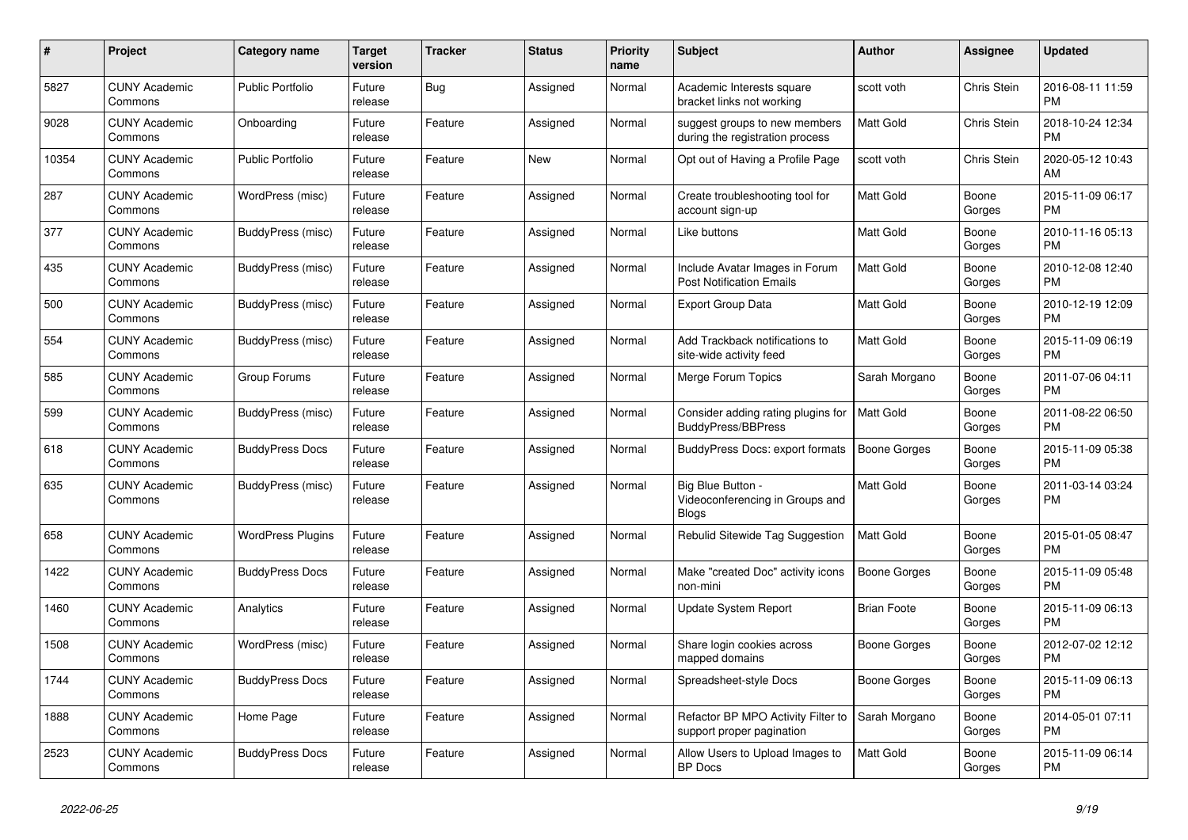| # | Project | Category name | Target version | Tracker | Status | Priority name | Subject | Author | Assignee | Updated |
|---|---|---|---|---|---|---|---|---|---|---|
| 5827 | CUNY Academic Commons | Public Portfolio | Future release | Bug | Assigned | Normal | Academic Interests square bracket links not working | scott voth | Chris Stein | 2016-08-11 11:59 PM |
| 9028 | CUNY Academic Commons | Onboarding | Future release | Feature | Assigned | Normal | suggest groups to new members during the registration process | Matt Gold | Chris Stein | 2018-10-24 12:34 PM |
| 10354 | CUNY Academic Commons | Public Portfolio | Future release | Feature | New | Normal | Opt out of Having a Profile Page | scott voth | Chris Stein | 2020-05-12 10:43 AM |
| 287 | CUNY Academic Commons | WordPress (misc) | Future release | Feature | Assigned | Normal | Create troubleshooting tool for account sign-up | Matt Gold | Boone Gorges | 2015-11-09 06:17 PM |
| 377 | CUNY Academic Commons | BuddyPress (misc) | Future release | Feature | Assigned | Normal | Like buttons | Matt Gold | Boone Gorges | 2010-11-16 05:13 PM |
| 435 | CUNY Academic Commons | BuddyPress (misc) | Future release | Feature | Assigned | Normal | Include Avatar Images in Forum Post Notification Emails | Matt Gold | Boone Gorges | 2010-12-08 12:40 PM |
| 500 | CUNY Academic Commons | BuddyPress (misc) | Future release | Feature | Assigned | Normal | Export Group Data | Matt Gold | Boone Gorges | 2010-12-19 12:09 PM |
| 554 | CUNY Academic Commons | BuddyPress (misc) | Future release | Feature | Assigned | Normal | Add Trackback notifications to site-wide activity feed | Matt Gold | Boone Gorges | 2015-11-09 06:19 PM |
| 585 | CUNY Academic Commons | Group Forums | Future release | Feature | Assigned | Normal | Merge Forum Topics | Sarah Morgano | Boone Gorges | 2011-07-06 04:11 PM |
| 599 | CUNY Academic Commons | BuddyPress (misc) | Future release | Feature | Assigned | Normal | Consider adding rating plugins for BuddyPress/BBPress | Matt Gold | Boone Gorges | 2011-08-22 06:50 PM |
| 618 | CUNY Academic Commons | BuddyPress Docs | Future release | Feature | Assigned | Normal | BuddyPress Docs: export formats | Boone Gorges | Boone Gorges | 2015-11-09 05:38 PM |
| 635 | CUNY Academic Commons | BuddyPress (misc) | Future release | Feature | Assigned | Normal | Big Blue Button - Videoconferencing in Groups and Blogs | Matt Gold | Boone Gorges | 2011-03-14 03:24 PM |
| 658 | CUNY Academic Commons | WordPress Plugins | Future release | Feature | Assigned | Normal | Rebulid Sitewide Tag Suggestion | Matt Gold | Boone Gorges | 2015-01-05 08:47 PM |
| 1422 | CUNY Academic Commons | BuddyPress Docs | Future release | Feature | Assigned | Normal | Make "created Doc" activity icons non-mini | Boone Gorges | Boone Gorges | 2015-11-09 05:48 PM |
| 1460 | CUNY Academic Commons | Analytics | Future release | Feature | Assigned | Normal | Update System Report | Brian Foote | Boone Gorges | 2015-11-09 06:13 PM |
| 1508 | CUNY Academic Commons | WordPress (misc) | Future release | Feature | Assigned | Normal | Share login cookies across mapped domains | Boone Gorges | Boone Gorges | 2012-07-02 12:12 PM |
| 1744 | CUNY Academic Commons | BuddyPress Docs | Future release | Feature | Assigned | Normal | Spreadsheet-style Docs | Boone Gorges | Boone Gorges | 2015-11-09 06:13 PM |
| 1888 | CUNY Academic Commons | Home Page | Future release | Feature | Assigned | Normal | Refactor BP MPO Activity Filter to support proper pagination | Sarah Morgano | Boone Gorges | 2014-05-01 07:11 PM |
| 2523 | CUNY Academic Commons | BuddyPress Docs | Future release | Feature | Assigned | Normal | Allow Users to Upload Images to BP Docs | Matt Gold | Boone Gorges | 2015-11-09 06:14 PM |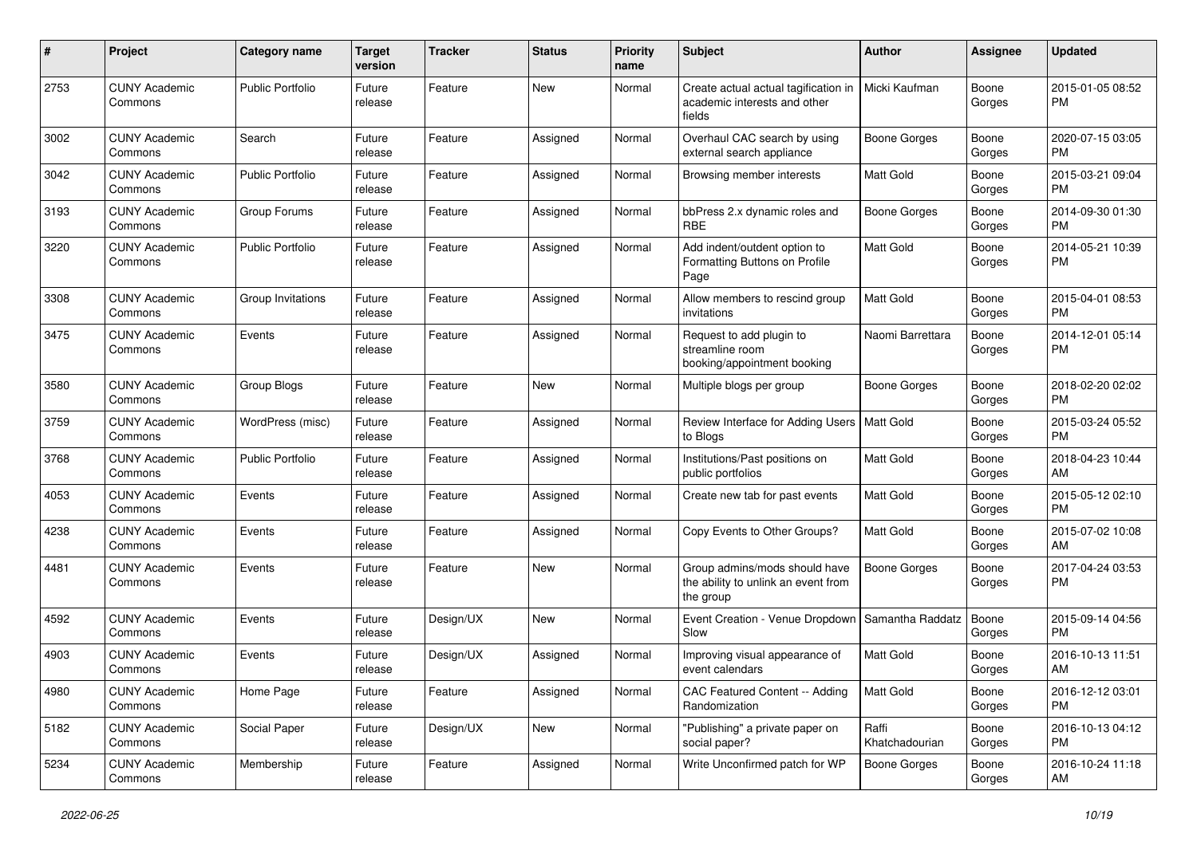| # | Project | Category name | Target version | Tracker | Status | Priority name | Subject | Author | Assignee | Updated |
|---|---|---|---|---|---|---|---|---|---|---|
| 2753 | CUNY Academic Commons | Public Portfolio | Future release | Feature | New | Normal | Create actual actual tagification in academic interests and other fields | Micki Kaufman | Boone Gorges | 2015-01-05 08:52 PM |
| 3002 | CUNY Academic Commons | Search | Future release | Feature | Assigned | Normal | Overhaul CAC search by using external search appliance | Boone Gorges | Boone Gorges | 2020-07-15 03:05 PM |
| 3042 | CUNY Academic Commons | Public Portfolio | Future release | Feature | Assigned | Normal | Browsing member interests | Matt Gold | Boone Gorges | 2015-03-21 09:04 PM |
| 3193 | CUNY Academic Commons | Group Forums | Future release | Feature | Assigned | Normal | bbPress 2.x dynamic roles and RBE | Boone Gorges | Boone Gorges | 2014-09-30 01:30 PM |
| 3220 | CUNY Academic Commons | Public Portfolio | Future release | Feature | Assigned | Normal | Add indent/outdent option to Formatting Buttons on Profile Page | Matt Gold | Boone Gorges | 2014-05-21 10:39 PM |
| 3308 | CUNY Academic Commons | Group Invitations | Future release | Feature | Assigned | Normal | Allow members to rescind group invitations | Matt Gold | Boone Gorges | 2015-04-01 08:53 PM |
| 3475 | CUNY Academic Commons | Events | Future release | Feature | Assigned | Normal | Request to add plugin to streamline room booking/appointment booking | Naomi Barrettara | Boone Gorges | 2014-12-01 05:14 PM |
| 3580 | CUNY Academic Commons | Group Blogs | Future release | Feature | New | Normal | Multiple blogs per group | Boone Gorges | Boone Gorges | 2018-02-20 02:02 PM |
| 3759 | CUNY Academic Commons | WordPress (misc) | Future release | Feature | Assigned | Normal | Review Interface for Adding Users to Blogs | Matt Gold | Boone Gorges | 2015-03-24 05:52 PM |
| 3768 | CUNY Academic Commons | Public Portfolio | Future release | Feature | Assigned | Normal | Institutions/Past positions on public portfolios | Matt Gold | Boone Gorges | 2018-04-23 10:44 AM |
| 4053 | CUNY Academic Commons | Events | Future release | Feature | Assigned | Normal | Create new tab for past events | Matt Gold | Boone Gorges | 2015-05-12 02:10 PM |
| 4238 | CUNY Academic Commons | Events | Future release | Feature | Assigned | Normal | Copy Events to Other Groups? | Matt Gold | Boone Gorges | 2015-07-02 10:08 AM |
| 4481 | CUNY Academic Commons | Events | Future release | Feature | New | Normal | Group admins/mods should have the ability to unlink an event from the group | Boone Gorges | Boone Gorges | 2017-04-24 03:53 PM |
| 4592 | CUNY Academic Commons | Events | Future release | Design/UX | New | Normal | Event Creation - Venue Dropdown Slow | Samantha Raddatz | Boone Gorges | 2015-09-14 04:56 PM |
| 4903 | CUNY Academic Commons | Events | Future release | Design/UX | Assigned | Normal | Improving visual appearance of event calendars | Matt Gold | Boone Gorges | 2016-10-13 11:51 AM |
| 4980 | CUNY Academic Commons | Home Page | Future release | Feature | Assigned | Normal | CAC Featured Content -- Adding Randomization | Matt Gold | Boone Gorges | 2016-12-12 03:01 PM |
| 5182 | CUNY Academic Commons | Social Paper | Future release | Design/UX | New | Normal | "Publishing" a private paper on social paper? | Raffi Khatchadourian | Boone Gorges | 2016-10-13 04:12 PM |
| 5234 | CUNY Academic Commons | Membership | Future release | Feature | Assigned | Normal | Write Unconfirmed patch for WP | Boone Gorges | Boone Gorges | 2016-10-24 11:18 AM |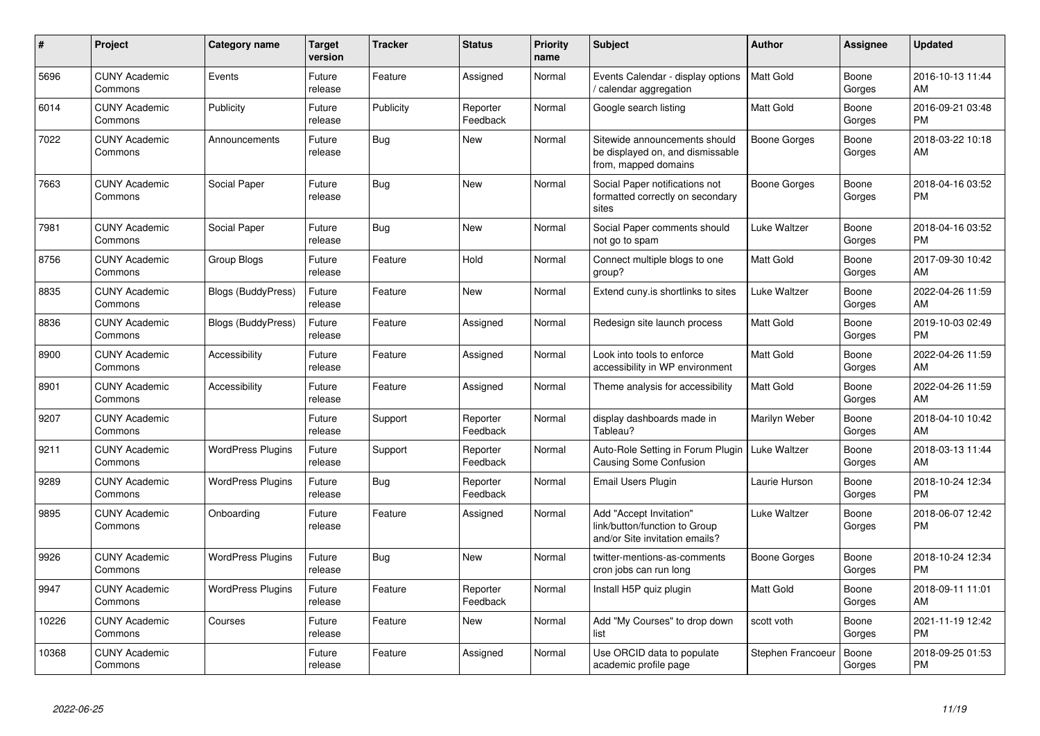| # | Project | Category name | Target version | Tracker | Status | Priority name | Subject | Author | Assignee | Updated |
|---|---|---|---|---|---|---|---|---|---|---|
| 5696 | CUNY Academic Commons | Events | Future release | Feature | Assigned | Normal | Events Calendar - display options / calendar aggregation | Matt Gold | Boone Gorges | 2016-10-13 11:44 AM |
| 6014 | CUNY Academic Commons | Publicity | Future release | Publicity | Reporter Feedback | Normal | Google search listing | Matt Gold | Boone Gorges | 2016-09-21 03:48 PM |
| 7022 | CUNY Academic Commons | Announcements | Future release | Bug | New | Normal | Sitewide announcements should be displayed on, and dismissable from, mapped domains | Boone Gorges | Boone Gorges | 2018-03-22 10:18 AM |
| 7663 | CUNY Academic Commons | Social Paper | Future release | Bug | New | Normal | Social Paper notifications not formatted correctly on secondary sites | Boone Gorges | Boone Gorges | 2018-04-16 03:52 PM |
| 7981 | CUNY Academic Commons | Social Paper | Future release | Bug | New | Normal | Social Paper comments should not go to spam | Luke Waltzer | Boone Gorges | 2018-04-16 03:52 PM |
| 8756 | CUNY Academic Commons | Group Blogs | Future release | Feature | Hold | Normal | Connect multiple blogs to one group? | Matt Gold | Boone Gorges | 2017-09-30 10:42 AM |
| 8835 | CUNY Academic Commons | Blogs (BuddyPress) | Future release | Feature | New | Normal | Extend cuny.is shortlinks to sites | Luke Waltzer | Boone Gorges | 2022-04-26 11:59 AM |
| 8836 | CUNY Academic Commons | Blogs (BuddyPress) | Future release | Feature | Assigned | Normal | Redesign site launch process | Matt Gold | Boone Gorges | 2019-10-03 02:49 PM |
| 8900 | CUNY Academic Commons | Accessibility | Future release | Feature | Assigned | Normal | Look into tools to enforce accessibility in WP environment | Matt Gold | Boone Gorges | 2022-04-26 11:59 AM |
| 8901 | CUNY Academic Commons | Accessibility | Future release | Feature | Assigned | Normal | Theme analysis for accessibility | Matt Gold | Boone Gorges | 2022-04-26 11:59 AM |
| 9207 | CUNY Academic Commons | | Future release | Support | Reporter Feedback | Normal | display dashboards made in Tableau? | Marilyn Weber | Boone Gorges | 2018-04-10 10:42 AM |
| 9211 | CUNY Academic Commons | WordPress Plugins | Future release | Support | Reporter Feedback | Normal | Auto-Role Setting in Forum Plugin Causing Some Confusion | Luke Waltzer | Boone Gorges | 2018-03-13 11:44 AM |
| 9289 | CUNY Academic Commons | WordPress Plugins | Future release | Bug | Reporter Feedback | Normal | Email Users Plugin | Laurie Hurson | Boone Gorges | 2018-10-24 12:34 PM |
| 9895 | CUNY Academic Commons | Onboarding | Future release | Feature | Assigned | Normal | Add "Accept Invitation" link/button/function to Group and/or Site invitation emails? | Luke Waltzer | Boone Gorges | 2018-06-07 12:42 PM |
| 9926 | CUNY Academic Commons | WordPress Plugins | Future release | Bug | New | Normal | twitter-mentions-as-comments cron jobs can run long | Boone Gorges | Boone Gorges | 2018-10-24 12:34 PM |
| 9947 | CUNY Academic Commons | WordPress Plugins | Future release | Feature | Reporter Feedback | Normal | Install H5P quiz plugin | Matt Gold | Boone Gorges | 2018-09-11 11:01 AM |
| 10226 | CUNY Academic Commons | Courses | Future release | Feature | New | Normal | Add "My Courses" to drop down list | scott voth | Boone Gorges | 2021-11-19 12:42 PM |
| 10368 | CUNY Academic Commons | | Future release | Feature | Assigned | Normal | Use ORCID data to populate academic profile page | Stephen Francoeur | Boone Gorges | 2018-09-25 01:53 PM |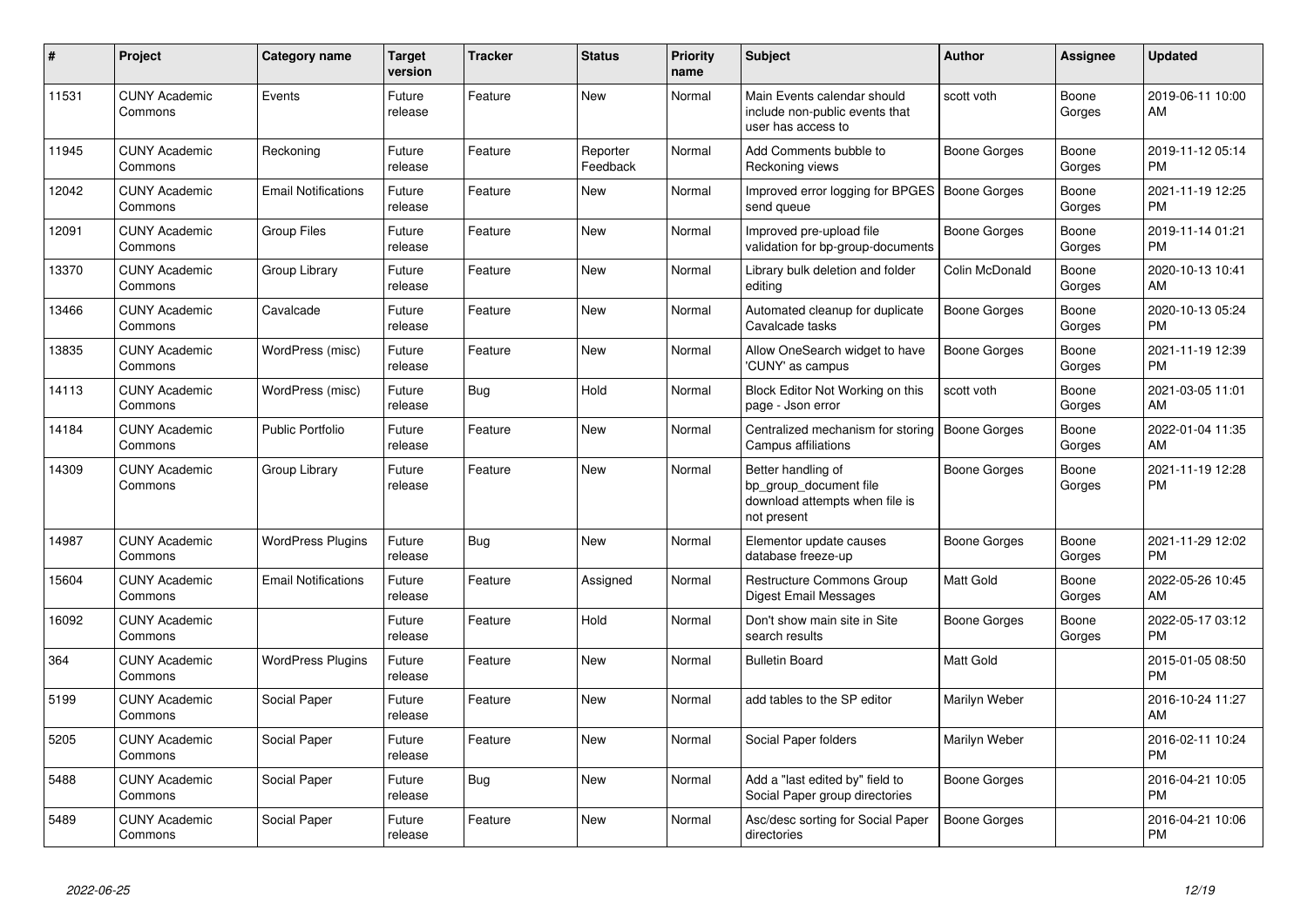| # | Project | Category name | Target version | Tracker | Status | Priority name | Subject | Author | Assignee | Updated |
|---|---|---|---|---|---|---|---|---|---|---|
| 11531 | CUNY Academic Commons | Events | Future release | Feature | New | Normal | Main Events calendar should include non-public events that user has access to | scott voth | Boone Gorges | 2019-06-11 10:00 AM |
| 11945 | CUNY Academic Commons | Reckoning | Future release | Feature | Reporter Feedback | Normal | Add Comments bubble to Reckoning views | Boone Gorges | Boone Gorges | 2019-11-12 05:14 PM |
| 12042 | CUNY Academic Commons | Email Notifications | Future release | Feature | New | Normal | Improved error logging for BPGES send queue | Boone Gorges | Boone Gorges | 2021-11-19 12:25 PM |
| 12091 | CUNY Academic Commons | Group Files | Future release | Feature | New | Normal | Improved pre-upload file validation for bp-group-documents | Boone Gorges | Boone Gorges | 2019-11-14 01:21 PM |
| 13370 | CUNY Academic Commons | Group Library | Future release | Feature | New | Normal | Library bulk deletion and folder editing | Colin McDonald | Boone Gorges | 2020-10-13 10:41 AM |
| 13466 | CUNY Academic Commons | Cavalcade | Future release | Feature | New | Normal | Automated cleanup for duplicate Cavalcade tasks | Boone Gorges | Boone Gorges | 2020-10-13 05:24 PM |
| 13835 | CUNY Academic Commons | WordPress (misc) | Future release | Feature | New | Normal | Allow OneSearch widget to have 'CUNY' as campus | Boone Gorges | Boone Gorges | 2021-11-19 12:39 PM |
| 14113 | CUNY Academic Commons | WordPress (misc) | Future release | Bug | Hold | Normal | Block Editor Not Working on this page - Json error | scott voth | Boone Gorges | 2021-03-05 11:01 AM |
| 14184 | CUNY Academic Commons | Public Portfolio | Future release | Feature | New | Normal | Centralized mechanism for storing Campus affiliations | Boone Gorges | Boone Gorges | 2022-01-04 11:35 AM |
| 14309 | CUNY Academic Commons | Group Library | Future release | Feature | New | Normal | Better handling of bp_group_document file download attempts when file is not present | Boone Gorges | Boone Gorges | 2021-11-19 12:28 PM |
| 14987 | CUNY Academic Commons | WordPress Plugins | Future release | Bug | New | Normal | Elementor update causes database freeze-up | Boone Gorges | Boone Gorges | 2021-11-29 12:02 PM |
| 15604 | CUNY Academic Commons | Email Notifications | Future release | Feature | Assigned | Normal | Restructure Commons Group Digest Email Messages | Matt Gold | Boone Gorges | 2022-05-26 10:45 AM |
| 16092 | CUNY Academic Commons | | Future release | Feature | Hold | Normal | Don't show main site in Site search results | Boone Gorges | Boone Gorges | 2022-05-17 03:12 PM |
| 364 | CUNY Academic Commons | WordPress Plugins | Future release | Feature | New | Normal | Bulletin Board | Matt Gold | | 2015-01-05 08:50 PM |
| 5199 | CUNY Academic Commons | Social Paper | Future release | Feature | New | Normal | add tables to the SP editor | Marilyn Weber | | 2016-10-24 11:27 AM |
| 5205 | CUNY Academic Commons | Social Paper | Future release | Feature | New | Normal | Social Paper folders | Marilyn Weber | | 2016-02-11 10:24 PM |
| 5488 | CUNY Academic Commons | Social Paper | Future release | Bug | New | Normal | Add a "last edited by" field to Social Paper group directories | Boone Gorges | | 2016-04-21 10:05 PM |
| 5489 | CUNY Academic Commons | Social Paper | Future release | Feature | New | Normal | Asc/desc sorting for Social Paper directories | Boone Gorges | | 2016-04-21 10:06 PM |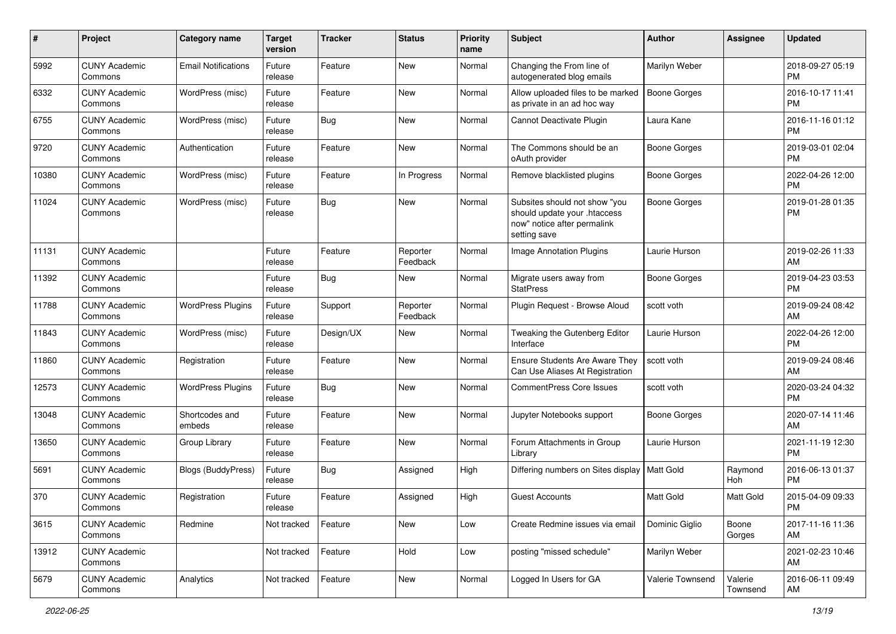| # | Project | Category name | Target version | Tracker | Status | Priority name | Subject | Author | Assignee | Updated |
|---|---|---|---|---|---|---|---|---|---|---|
| 5992 | CUNY Academic Commons | Email Notifications | Future release | Feature | New | Normal | Changing the From line of autogenerated blog emails | Marilyn Weber | | 2018-09-27 05:19 PM |
| 6332 | CUNY Academic Commons | WordPress (misc) | Future release | Feature | New | Normal | Allow uploaded files to be marked as private in an ad hoc way | Boone Gorges | | 2016-10-17 11:41 PM |
| 6755 | CUNY Academic Commons | WordPress (misc) | Future release | Bug | New | Normal | Cannot Deactivate Plugin | Laura Kane | | 2016-11-16 01:12 PM |
| 9720 | CUNY Academic Commons | Authentication | Future release | Feature | New | Normal | The Commons should be an oAuth provider | Boone Gorges | | 2019-03-01 02:04 PM |
| 10380 | CUNY Academic Commons | WordPress (misc) | Future release | Feature | In Progress | Normal | Remove blacklisted plugins | Boone Gorges | | 2022-04-26 12:00 PM |
| 11024 | CUNY Academic Commons | WordPress (misc) | Future release | Bug | New | Normal | Subsites should not show "you should update your .htaccess now" notice after permalink setting save | Boone Gorges | | 2019-01-28 01:35 PM |
| 11131 | CUNY Academic Commons | | Future release | Feature | Reporter Feedback | Normal | Image Annotation Plugins | Laurie Hurson | | 2019-02-26 11:33 AM |
| 11392 | CUNY Academic Commons | | Future release | Bug | New | Normal | Migrate users away from StatPress | Boone Gorges | | 2019-04-23 03:53 PM |
| 11788 | CUNY Academic Commons | WordPress Plugins | Future release | Support | Reporter Feedback | Normal | Plugin Request - Browse Aloud | scott voth | | 2019-09-24 08:42 AM |
| 11843 | CUNY Academic Commons | WordPress (misc) | Future release | Design/UX | New | Normal | Tweaking the Gutenberg Editor Interface | Laurie Hurson | | 2022-04-26 12:00 PM |
| 11860 | CUNY Academic Commons | Registration | Future release | Feature | New | Normal | Ensure Students Are Aware They Can Use Aliases At Registration | scott voth | | 2019-09-24 08:46 AM |
| 12573 | CUNY Academic Commons | WordPress Plugins | Future release | Bug | New | Normal | CommentPress Core Issues | scott voth | | 2020-03-24 04:32 PM |
| 13048 | CUNY Academic Commons | Shortcodes and embeds | Future release | Feature | New | Normal | Jupyter Notebooks support | Boone Gorges | | 2020-07-14 11:46 AM |
| 13650 | CUNY Academic Commons | Group Library | Future release | Feature | New | Normal | Forum Attachments in Group Library | Laurie Hurson | | 2021-11-19 12:30 PM |
| 5691 | CUNY Academic Commons | Blogs (BuddyPress) | Future release | Bug | Assigned | High | Differing numbers on Sites display | Matt Gold | Raymond Hoh | 2016-06-13 01:37 PM |
| 370 | CUNY Academic Commons | Registration | Future release | Feature | Assigned | High | Guest Accounts | Matt Gold | Matt Gold | 2015-04-09 09:33 PM |
| 3615 | CUNY Academic Commons | Redmine | Not tracked | Feature | New | Low | Create Redmine issues via email | Dominic Giglio | Boone Gorges | 2017-11-16 11:36 AM |
| 13912 | CUNY Academic Commons | | Not tracked | Feature | Hold | Low | posting "missed schedule" | Marilyn Weber | | 2021-02-23 10:46 AM |
| 5679 | CUNY Academic Commons | Analytics | Not tracked | Feature | New | Normal | Logged In Users for GA | Valerie Townsend | Valerie Townsend | 2016-06-11 09:49 AM |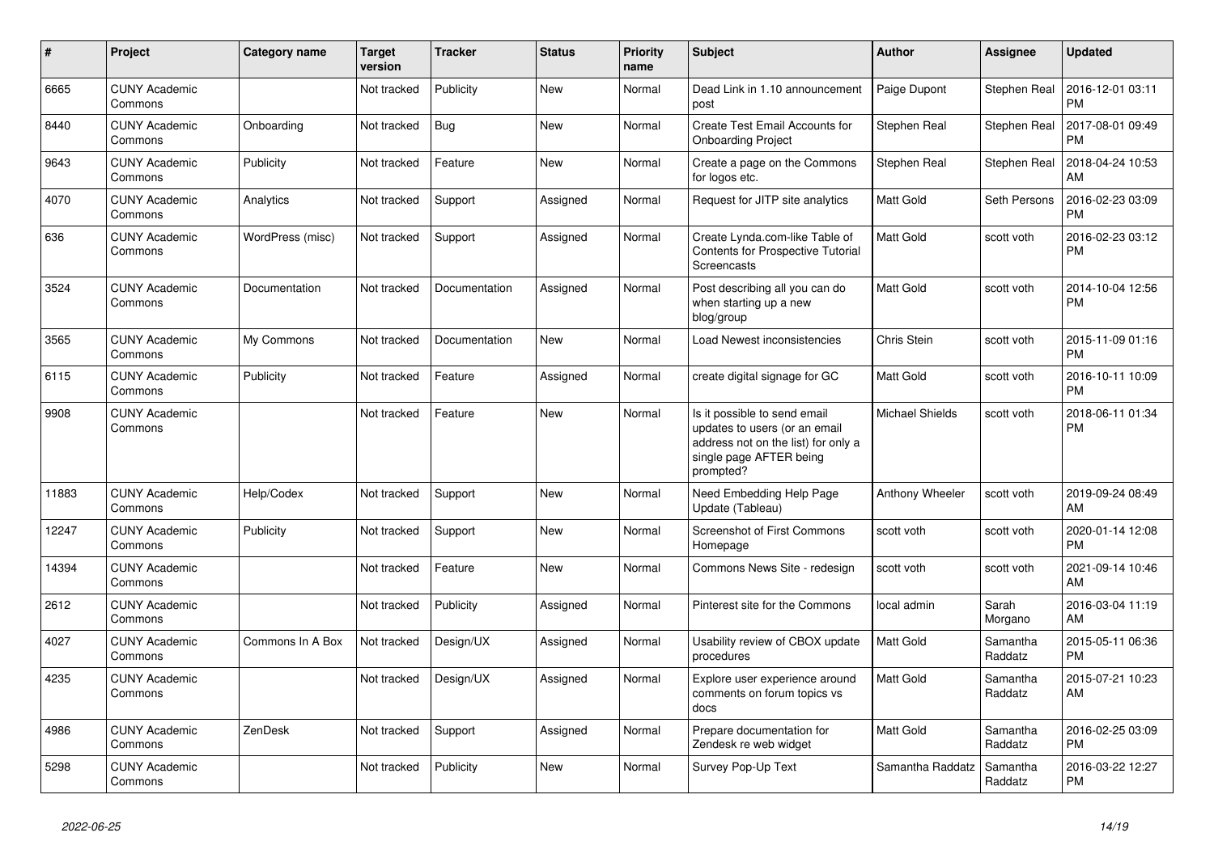| # | Project | Category name | Target version | Tracker | Status | Priority name | Subject | Author | Assignee | Updated |
|---|---|---|---|---|---|---|---|---|---|---|
| 6665 | CUNY Academic Commons | | Not tracked | Publicity | New | Normal | Dead Link in 1.10 announcement post | Paige Dupont | Stephen Real | 2016-12-01 03:11 PM |
| 8440 | CUNY Academic Commons | Onboarding | Not tracked | Bug | New | Normal | Create Test Email Accounts for Onboarding Project | Stephen Real | Stephen Real | 2017-08-01 09:49 PM |
| 9643 | CUNY Academic Commons | Publicity | Not tracked | Feature | New | Normal | Create a page on the Commons for logos etc. | Stephen Real | Stephen Real | 2018-04-24 10:53 AM |
| 4070 | CUNY Academic Commons | Analytics | Not tracked | Support | Assigned | Normal | Request for JITP site analytics | Matt Gold | Seth Persons | 2016-02-23 03:09 PM |
| 636 | CUNY Academic Commons | WordPress (misc) | Not tracked | Support | Assigned | Normal | Create Lynda.com-like Table of Contents for Prospective Tutorial Screencasts | Matt Gold | scott voth | 2016-02-23 03:12 PM |
| 3524 | CUNY Academic Commons | Documentation | Not tracked | Documentation | Assigned | Normal | Post describing all you can do when starting up a new blog/group | Matt Gold | scott voth | 2014-10-04 12:56 PM |
| 3565 | CUNY Academic Commons | My Commons | Not tracked | Documentation | New | Normal | Load Newest inconsistencies | Chris Stein | scott voth | 2015-11-09 01:16 PM |
| 6115 | CUNY Academic Commons | Publicity | Not tracked | Feature | Assigned | Normal | create digital signage for GC | Matt Gold | scott voth | 2016-10-11 10:09 PM |
| 9908 | CUNY Academic Commons | | Not tracked | Feature | New | Normal | Is it possible to send email updates to users (or an email address not on the list) for only a single page AFTER being prompted? | Michael Shields | scott voth | 2018-06-11 01:34 PM |
| 11883 | CUNY Academic Commons | Help/Codex | Not tracked | Support | New | Normal | Need Embedding Help Page Update (Tableau) | Anthony Wheeler | scott voth | 2019-09-24 08:49 AM |
| 12247 | CUNY Academic Commons | Publicity | Not tracked | Support | New | Normal | Screenshot of First Commons Homepage | scott voth | scott voth | 2020-01-14 12:08 PM |
| 14394 | CUNY Academic Commons | | Not tracked | Feature | New | Normal | Commons News Site - redesign | scott voth | scott voth | 2021-09-14 10:46 AM |
| 2612 | CUNY Academic Commons | | Not tracked | Publicity | Assigned | Normal | Pinterest site for the Commons | local admin | Sarah Morgano | 2016-03-04 11:19 AM |
| 4027 | CUNY Academic Commons | Commons In A Box | Not tracked | Design/UX | Assigned | Normal | Usability review of CBOX update procedures | Matt Gold | Samantha Raddatz | 2015-05-11 06:36 PM |
| 4235 | CUNY Academic Commons | | Not tracked | Design/UX | Assigned | Normal | Explore user experience around comments on forum topics vs docs | Matt Gold | Samantha Raddatz | 2015-07-21 10:23 AM |
| 4986 | CUNY Academic Commons | ZenDesk | Not tracked | Support | Assigned | Normal | Prepare documentation for Zendesk re web widget | Matt Gold | Samantha Raddatz | 2016-02-25 03:09 PM |
| 5298 | CUNY Academic Commons | | Not tracked | Publicity | New | Normal | Survey Pop-Up Text | Samantha Raddatz | Samantha Raddatz | 2016-03-22 12:27 PM |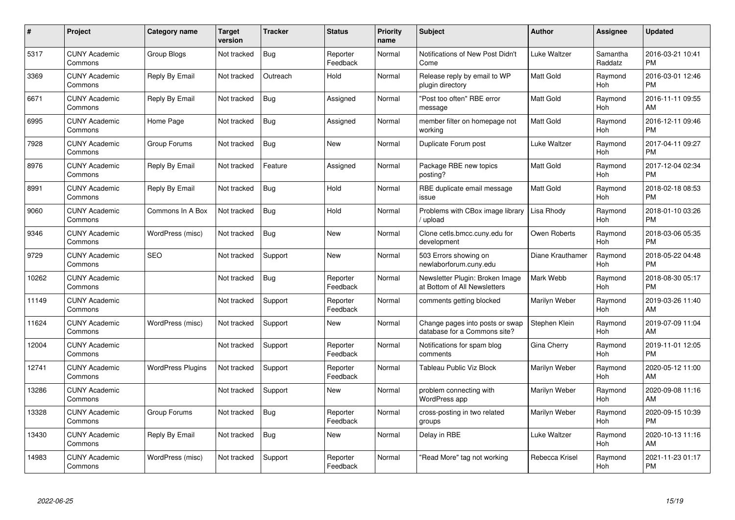| # | Project | Category name | Target version | Tracker | Status | Priority name | Subject | Author | Assignee | Updated |
|---|---|---|---|---|---|---|---|---|---|---|
| 5317 | CUNY Academic Commons | Group Blogs | Not tracked | Bug | Reporter Feedback | Normal | Notifications of New Post Didn't Come | Luke Waltzer | Samantha Raddatz | 2016-03-21 10:41 PM |
| 3369 | CUNY Academic Commons | Reply By Email | Not tracked | Outreach | Hold | Normal | Release reply by email to WP plugin directory | Matt Gold | Raymond Hoh | 2016-03-01 12:46 PM |
| 6671 | CUNY Academic Commons | Reply By Email | Not tracked | Bug | Assigned | Normal | "Post too often" RBE error message | Matt Gold | Raymond Hoh | 2016-11-11 09:55 AM |
| 6995 | CUNY Academic Commons | Home Page | Not tracked | Bug | Assigned | Normal | member filter on homepage not working | Matt Gold | Raymond Hoh | 2016-12-11 09:46 PM |
| 7928 | CUNY Academic Commons | Group Forums | Not tracked | Bug | New | Normal | Duplicate Forum post | Luke Waltzer | Raymond Hoh | 2017-04-11 09:27 PM |
| 8976 | CUNY Academic Commons | Reply By Email | Not tracked | Feature | Assigned | Normal | Package RBE new topics posting? | Matt Gold | Raymond Hoh | 2017-12-04 02:34 PM |
| 8991 | CUNY Academic Commons | Reply By Email | Not tracked | Bug | Hold | Normal | RBE duplicate email message issue | Matt Gold | Raymond Hoh | 2018-02-18 08:53 PM |
| 9060 | CUNY Academic Commons | Commons In A Box | Not tracked | Bug | Hold | Normal | Problems with CBox image library / upload | Lisa Rhody | Raymond Hoh | 2018-01-10 03:26 PM |
| 9346 | CUNY Academic Commons | WordPress (misc) | Not tracked | Bug | New | Normal | Clone cetls.bmcc.cuny.edu for development | Owen Roberts | Raymond Hoh | 2018-03-06 05:35 PM |
| 9729 | CUNY Academic Commons | SEO | Not tracked | Support | New | Normal | 503 Errors showing on newlaborforum.cuny.edu | Diane Krauthamer | Raymond Hoh | 2018-05-22 04:48 PM |
| 10262 | CUNY Academic Commons | | Not tracked | Bug | Reporter Feedback | Normal | Newsletter Plugin: Broken Image at Bottom of All Newsletters | Mark Webb | Raymond Hoh | 2018-08-30 05:17 PM |
| 11149 | CUNY Academic Commons | | Not tracked | Support | Reporter Feedback | Normal | comments getting blocked | Marilyn Weber | Raymond Hoh | 2019-03-26 11:40 AM |
| 11624 | CUNY Academic Commons | WordPress (misc) | Not tracked | Support | New | Normal | Change pages into posts or swap database for a Commons site? | Stephen Klein | Raymond Hoh | 2019-07-09 11:04 AM |
| 12004 | CUNY Academic Commons | | Not tracked | Support | Reporter Feedback | Normal | Notifications for spam blog comments | Gina Cherry | Raymond Hoh | 2019-11-01 12:05 PM |
| 12741 | CUNY Academic Commons | WordPress Plugins | Not tracked | Support | Reporter Feedback | Normal | Tableau Public Viz Block | Marilyn Weber | Raymond Hoh | 2020-05-12 11:00 AM |
| 13286 | CUNY Academic Commons | | Not tracked | Support | New | Normal | problem connecting with WordPress app | Marilyn Weber | Raymond Hoh | 2020-09-08 11:16 AM |
| 13328 | CUNY Academic Commons | Group Forums | Not tracked | Bug | Reporter Feedback | Normal | cross-posting in two related groups | Marilyn Weber | Raymond Hoh | 2020-09-15 10:39 PM |
| 13430 | CUNY Academic Commons | Reply By Email | Not tracked | Bug | New | Normal | Delay in RBE | Luke Waltzer | Raymond Hoh | 2020-10-13 11:16 AM |
| 14983 | CUNY Academic Commons | WordPress (misc) | Not tracked | Support | Reporter Feedback | Normal | "Read More" tag not working | Rebecca Krisel | Raymond Hoh | 2021-11-23 01:17 PM |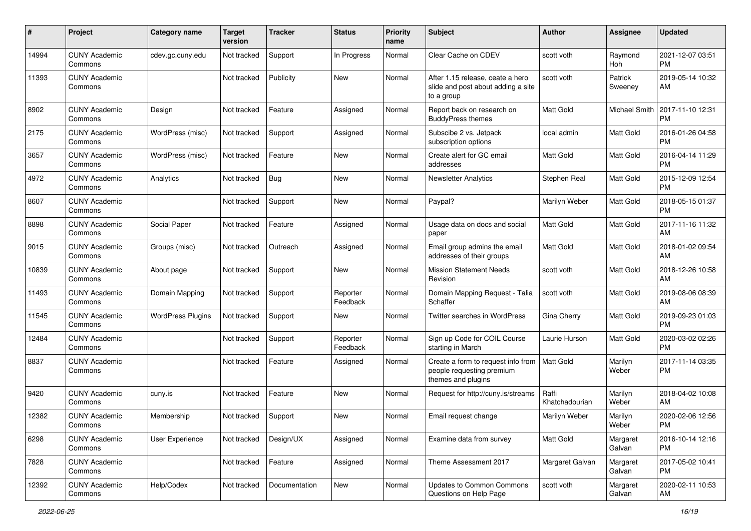| # | Project | Category name | Target version | Tracker | Status | Priority name | Subject | Author | Assignee | Updated |
|---|---|---|---|---|---|---|---|---|---|---|
| 14994 | CUNY Academic Commons | cdev.gc.cuny.edu | Not tracked | Support | In Progress | Normal | Clear Cache on CDEV | scott voth | Raymond Hoh | 2021-12-07 03:51 PM |
| 11393 | CUNY Academic Commons | | Not tracked | Publicity | New | Normal | After 1.15 release, ceate a hero slide and post about adding a site to a group | scott voth | Patrick Sweeney | 2019-05-14 10:32 AM |
| 8902 | CUNY Academic Commons | Design | Not tracked | Feature | Assigned | Normal | Report back on research on BuddyPress themes | Matt Gold | Michael Smith | 2017-11-10 12:31 PM |
| 2175 | CUNY Academic Commons | WordPress (misc) | Not tracked | Support | Assigned | Normal | Subscibe 2 vs. Jetpack subscription options | local admin | Matt Gold | 2016-01-26 04:58 PM |
| 3657 | CUNY Academic Commons | WordPress (misc) | Not tracked | Feature | New | Normal | Create alert for GC email addresses | Matt Gold | Matt Gold | 2016-04-14 11:29 PM |
| 4972 | CUNY Academic Commons | Analytics | Not tracked | Bug | New | Normal | Newsletter Analytics | Stephen Real | Matt Gold | 2015-12-09 12:54 PM |
| 8607 | CUNY Academic Commons | | Not tracked | Support | New | Normal | Paypal? | Marilyn Weber | Matt Gold | 2018-05-15 01:37 PM |
| 8898 | CUNY Academic Commons | Social Paper | Not tracked | Feature | Assigned | Normal | Usage data on docs and social paper | Matt Gold | Matt Gold | 2017-11-16 11:32 AM |
| 9015 | CUNY Academic Commons | Groups (misc) | Not tracked | Outreach | Assigned | Normal | Email group admins the email addresses of their groups | Matt Gold | Matt Gold | 2018-01-02 09:54 AM |
| 10839 | CUNY Academic Commons | About page | Not tracked | Support | New | Normal | Mission Statement Needs Revision | scott voth | Matt Gold | 2018-12-26 10:58 AM |
| 11493 | CUNY Academic Commons | Domain Mapping | Not tracked | Support | Reporter Feedback | Normal | Domain Mapping Request - Talia Schaffer | scott voth | Matt Gold | 2019-08-06 08:39 AM |
| 11545 | CUNY Academic Commons | WordPress Plugins | Not tracked | Support | New | Normal | Twitter searches in WordPress | Gina Cherry | Matt Gold | 2019-09-23 01:03 PM |
| 12484 | CUNY Academic Commons | | Not tracked | Support | Reporter Feedback | Normal | Sign up Code for COIL Course starting in March | Laurie Hurson | Matt Gold | 2020-03-02 02:26 PM |
| 8837 | CUNY Academic Commons | | Not tracked | Feature | Assigned | Normal | Create a form to request info from people requesting premium themes and plugins | Matt Gold | Marilyn Weber | 2017-11-14 03:35 PM |
| 9420 | CUNY Academic Commons | cuny.is | Not tracked | Feature | New | Normal | Request for http://cuny.is/streams | Raffi Khatchadourian | Marilyn Weber | 2018-04-02 10:08 AM |
| 12382 | CUNY Academic Commons | Membership | Not tracked | Support | New | Normal | Email request change | Marilyn Weber | Marilyn Weber | 2020-02-06 12:56 PM |
| 6298 | CUNY Academic Commons | User Experience | Not tracked | Design/UX | Assigned | Normal | Examine data from survey | Matt Gold | Margaret Galvan | 2016-10-14 12:16 PM |
| 7828 | CUNY Academic Commons | | Not tracked | Feature | Assigned | Normal | Theme Assessment 2017 | Margaret Galvan | Margaret Galvan | 2017-05-02 10:41 PM |
| 12392 | CUNY Academic Commons | Help/Codex | Not tracked | Documentation | New | Normal | Updates to Common Commons Questions on Help Page | scott voth | Margaret Galvan | 2020-02-11 10:53 AM |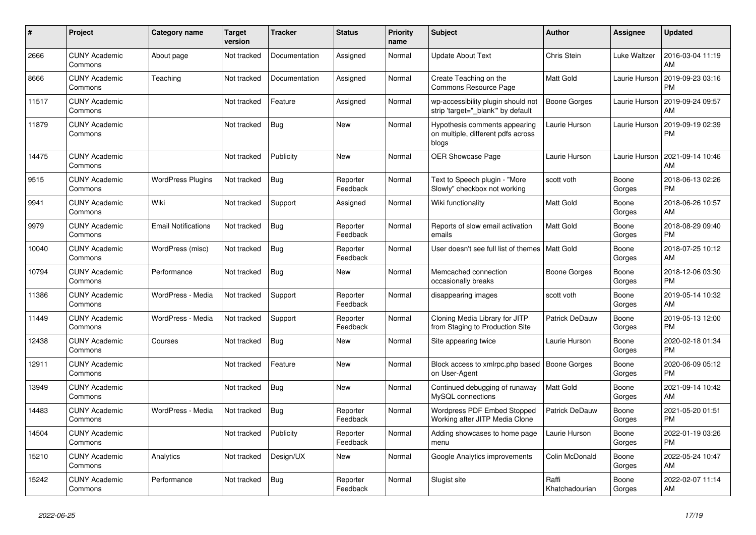| # | Project | Category name | Target version | Tracker | Status | Priority name | Subject | Author | Assignee | Updated |
|---|---|---|---|---|---|---|---|---|---|---|
| 2666 | CUNY Academic Commons | About page | Not tracked | Documentation | Assigned | Normal | Update About Text | Chris Stein | Luke Waltzer | 2016-03-04 11:19 AM |
| 8666 | CUNY Academic Commons | Teaching | Not tracked | Documentation | Assigned | Normal | Create Teaching on the Commons Resource Page | Matt Gold | Laurie Hurson | 2019-09-23 03:16 PM |
| 11517 | CUNY Academic Commons | | Not tracked | Feature | Assigned | Normal | wp-accessibility plugin should not strip 'target="_blank"' by default | Boone Gorges | Laurie Hurson | 2019-09-24 09:57 AM |
| 11879 | CUNY Academic Commons | | Not tracked | Bug | New | Normal | Hypothesis comments appearing on multiple, different pdfs across blogs | Laurie Hurson | Laurie Hurson | 2019-09-19 02:39 PM |
| 14475 | CUNY Academic Commons | | Not tracked | Publicity | New | Normal | OER Showcase Page | Laurie Hurson | Laurie Hurson | 2021-09-14 10:46 AM |
| 9515 | CUNY Academic Commons | WordPress Plugins | Not tracked | Bug | Reporter Feedback | Normal | Text to Speech plugin - "More Slowly" checkbox not working | scott voth | Boone Gorges | 2018-06-13 02:26 PM |
| 9941 | CUNY Academic Commons | Wiki | Not tracked | Support | Assigned | Normal | Wiki functionality | Matt Gold | Boone Gorges | 2018-06-26 10:57 AM |
| 9979 | CUNY Academic Commons | Email Notifications | Not tracked | Bug | Reporter Feedback | Normal | Reports of slow email activation emails | Matt Gold | Boone Gorges | 2018-08-29 09:40 PM |
| 10040 | CUNY Academic Commons | WordPress (misc) | Not tracked | Bug | Reporter Feedback | Normal | User doesn't see full list of themes | Matt Gold | Boone Gorges | 2018-07-25 10:12 AM |
| 10794 | CUNY Academic Commons | Performance | Not tracked | Bug | New | Normal | Memcached connection occasionally breaks | Boone Gorges | Boone Gorges | 2018-12-06 03:30 PM |
| 11386 | CUNY Academic Commons | WordPress - Media | Not tracked | Support | Reporter Feedback | Normal | disappearing images | scott voth | Boone Gorges | 2019-05-14 10:32 AM |
| 11449 | CUNY Academic Commons | WordPress - Media | Not tracked | Support | Reporter Feedback | Normal | Cloning Media Library for JITP from Staging to Production Site | Patrick DeDauw | Boone Gorges | 2019-05-13 12:00 PM |
| 12438 | CUNY Academic Commons | Courses | Not tracked | Bug | New | Normal | Site appearing twice | Laurie Hurson | Boone Gorges | 2020-02-18 01:34 PM |
| 12911 | CUNY Academic Commons | | Not tracked | Feature | New | Normal | Block access to xmlrpc.php based on User-Agent | Boone Gorges | Boone Gorges | 2020-06-09 05:12 PM |
| 13949 | CUNY Academic Commons | | Not tracked | Bug | New | Normal | Continued debugging of runaway MySQL connections | Matt Gold | Boone Gorges | 2021-09-14 10:42 AM |
| 14483 | CUNY Academic Commons | WordPress - Media | Not tracked | Bug | Reporter Feedback | Normal | Wordpress PDF Embed Stopped Working after JITP Media Clone | Patrick DeDauw | Boone Gorges | 2021-05-20 01:51 PM |
| 14504 | CUNY Academic Commons | | Not tracked | Publicity | Reporter Feedback | Normal | Adding showcases to home page menu | Laurie Hurson | Boone Gorges | 2022-01-19 03:26 PM |
| 15210 | CUNY Academic Commons | Analytics | Not tracked | Design/UX | New | Normal | Google Analytics improvements | Colin McDonald | Boone Gorges | 2022-05-24 10:47 AM |
| 15242 | CUNY Academic Commons | Performance | Not tracked | Bug | Reporter Feedback | Normal | Slugist site | Raffi Khatchadourian | Boone Gorges | 2022-02-07 11:14 AM |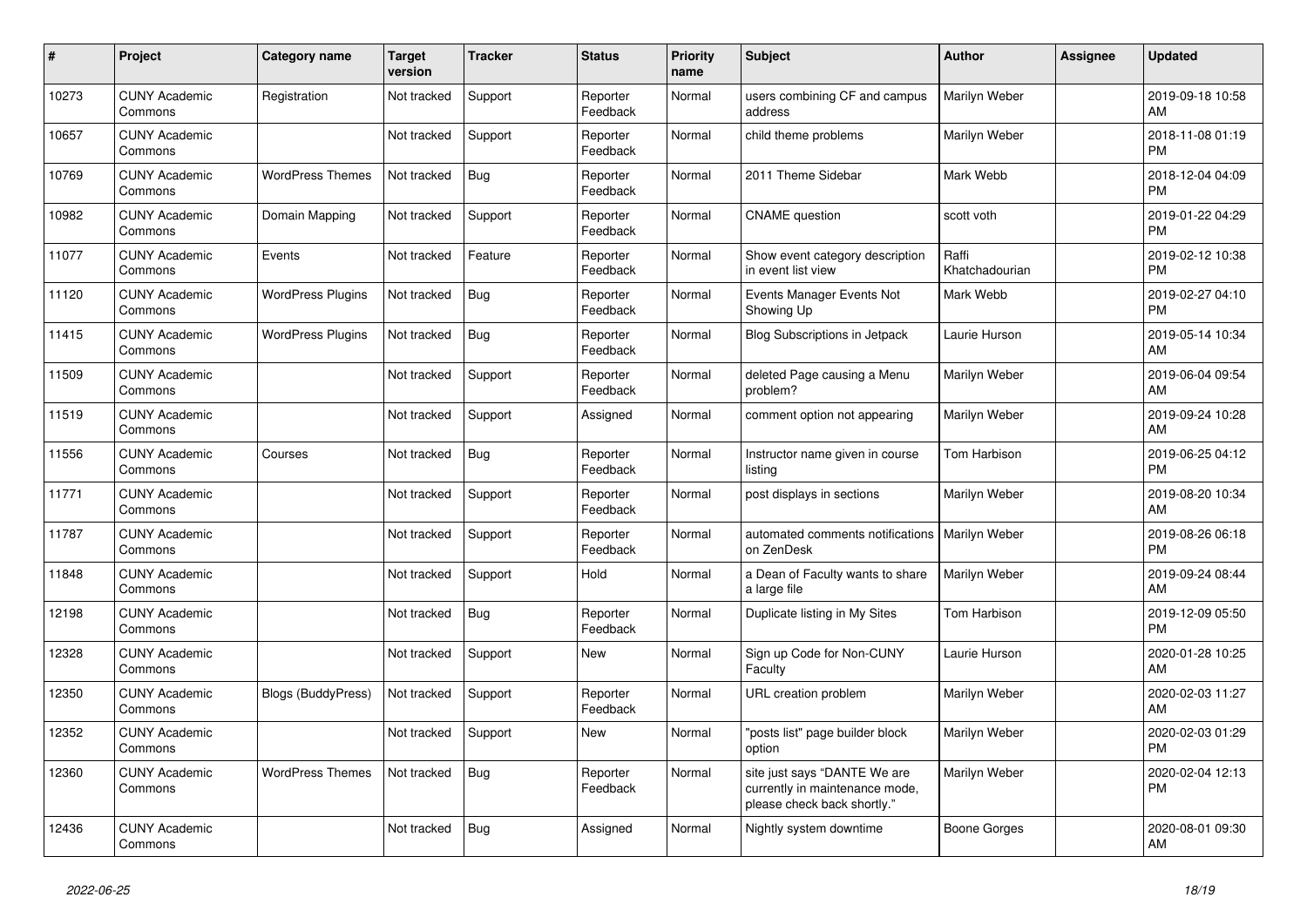| # | Project | Category name | Target version | Tracker | Status | Priority name | Subject | Author | Assignee | Updated |
|---|---|---|---|---|---|---|---|---|---|---|
| 10273 | CUNY Academic Commons | Registration | Not tracked | Support | Reporter Feedback | Normal | users combining CF and campus address | Marilyn Weber | | 2019-09-18 10:58 AM |
| 10657 | CUNY Academic Commons | | Not tracked | Support | Reporter Feedback | Normal | child theme problems | Marilyn Weber | | 2018-11-08 01:19 PM |
| 10769 | CUNY Academic Commons | WordPress Themes | Not tracked | Bug | Reporter Feedback | Normal | 2011 Theme Sidebar | Mark Webb | | 2018-12-04 04:09 PM |
| 10982 | CUNY Academic Commons | Domain Mapping | Not tracked | Support | Reporter Feedback | Normal | CNAME question | scott voth | | 2019-01-22 04:29 PM |
| 11077 | CUNY Academic Commons | Events | Not tracked | Feature | Reporter Feedback | Normal | Show event category description in event list view | Raffi Khatchadourian | | 2019-02-12 10:38 PM |
| 11120 | CUNY Academic Commons | WordPress Plugins | Not tracked | Bug | Reporter Feedback | Normal | Events Manager Events Not Showing Up | Mark Webb | | 2019-02-27 04:10 PM |
| 11415 | CUNY Academic Commons | WordPress Plugins | Not tracked | Bug | Reporter Feedback | Normal | Blog Subscriptions in Jetpack | Laurie Hurson | | 2019-05-14 10:34 AM |
| 11509 | CUNY Academic Commons | | Not tracked | Support | Reporter Feedback | Normal | deleted Page causing a Menu problem? | Marilyn Weber | | 2019-06-04 09:54 AM |
| 11519 | CUNY Academic Commons | | Not tracked | Support | Assigned | Normal | comment option not appearing | Marilyn Weber | | 2019-09-24 10:28 AM |
| 11556 | CUNY Academic Commons | Courses | Not tracked | Bug | Reporter Feedback | Normal | Instructor name given in course listing | Tom Harbison | | 2019-06-25 04:12 PM |
| 11771 | CUNY Academic Commons | | Not tracked | Support | Reporter Feedback | Normal | post displays in sections | Marilyn Weber | | 2019-08-20 10:34 AM |
| 11787 | CUNY Academic Commons | | Not tracked | Support | Reporter Feedback | Normal | automated comments notifications on ZenDesk | Marilyn Weber | | 2019-08-26 06:18 PM |
| 11848 | CUNY Academic Commons | | Not tracked | Support | Hold | Normal | a Dean of Faculty wants to share a large file | Marilyn Weber | | 2019-09-24 08:44 AM |
| 12198 | CUNY Academic Commons | | Not tracked | Bug | Reporter Feedback | Normal | Duplicate listing in My Sites | Tom Harbison | | 2019-12-09 05:50 PM |
| 12328 | CUNY Academic Commons | | Not tracked | Support | New | Normal | Sign up Code for Non-CUNY Faculty | Laurie Hurson | | 2020-01-28 10:25 AM |
| 12350 | CUNY Academic Commons | Blogs (BuddyPress) | Not tracked | Support | Reporter Feedback | Normal | URL creation problem | Marilyn Weber | | 2020-02-03 11:27 AM |
| 12352 | CUNY Academic Commons | | Not tracked | Support | New | Normal | "posts list" page builder block option | Marilyn Weber | | 2020-02-03 01:29 PM |
| 12360 | CUNY Academic Commons | WordPress Themes | Not tracked | Bug | Reporter Feedback | Normal | site just says "DANTE We are currently in maintenance mode, please check back shortly." | Marilyn Weber | | 2020-02-04 12:13 PM |
| 12436 | CUNY Academic Commons | | Not tracked | Bug | Assigned | Normal | Nightly system downtime | Boone Gorges | | 2020-08-01 09:30 AM |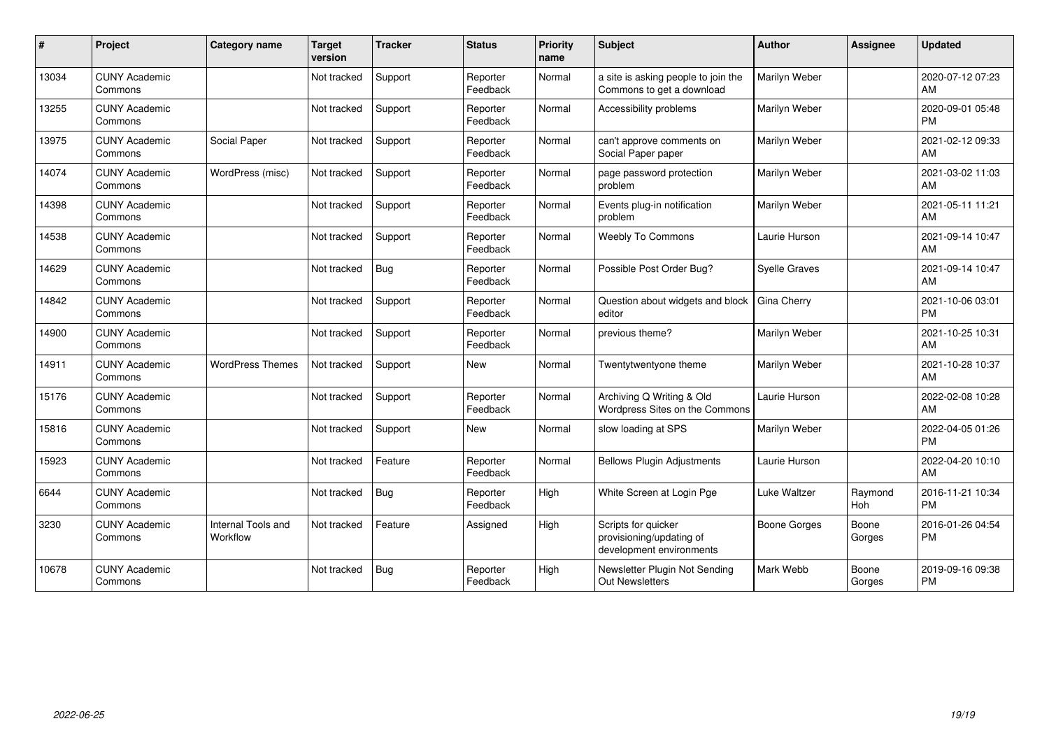| # | Project | Category name | Target version | Tracker | Status | Priority name | Subject | Author | Assignee | Updated |
|---|---|---|---|---|---|---|---|---|---|---|
| 13034 | CUNY Academic Commons | | Not tracked | Support | Reporter Feedback | Normal | a site is asking people to join the Commons to get a download | Marilyn Weber | | 2020-07-12 07:23 AM |
| 13255 | CUNY Academic Commons | | Not tracked | Support | Reporter Feedback | Normal | Accessibility problems | Marilyn Weber | | 2020-09-01 05:48 PM |
| 13975 | CUNY Academic Commons | Social Paper | Not tracked | Support | Reporter Feedback | Normal | can't approve comments on Social Paper paper | Marilyn Weber | | 2021-02-12 09:33 AM |
| 14074 | CUNY Academic Commons | WordPress (misc) | Not tracked | Support | Reporter Feedback | Normal | page password protection problem | Marilyn Weber | | 2021-03-02 11:03 AM |
| 14398 | CUNY Academic Commons | | Not tracked | Support | Reporter Feedback | Normal | Events plug-in notification problem | Marilyn Weber | | 2021-05-11 11:21 AM |
| 14538 | CUNY Academic Commons | | Not tracked | Support | Reporter Feedback | Normal | Weebly To Commons | Laurie Hurson | | 2021-09-14 10:47 AM |
| 14629 | CUNY Academic Commons | | Not tracked | Bug | Reporter Feedback | Normal | Possible Post Order Bug? | Syelle Graves | | 2021-09-14 10:47 AM |
| 14842 | CUNY Academic Commons | | Not tracked | Support | Reporter Feedback | Normal | Question about widgets and block editor | Gina Cherry | | 2021-10-06 03:01 PM |
| 14900 | CUNY Academic Commons | | Not tracked | Support | Reporter Feedback | Normal | previous theme? | Marilyn Weber | | 2021-10-25 10:31 AM |
| 14911 | CUNY Academic Commons | WordPress Themes | Not tracked | Support | New | Normal | Twentytwentyone theme | Marilyn Weber | | 2021-10-28 10:37 AM |
| 15176 | CUNY Academic Commons | | Not tracked | Support | Reporter Feedback | Normal | Archiving Q Writing & Old Wordpress Sites on the Commons | Laurie Hurson | | 2022-02-08 10:28 AM |
| 15816 | CUNY Academic Commons | | Not tracked | Support | New | Normal | slow loading at SPS | Marilyn Weber | | 2022-04-05 01:26 PM |
| 15923 | CUNY Academic Commons | | Not tracked | Feature | Reporter Feedback | Normal | Bellows Plugin Adjustments | Laurie Hurson | | 2022-04-20 10:10 AM |
| 6644 | CUNY Academic Commons | | Not tracked | Bug | Reporter Feedback | High | White Screen at Login Pge | Luke Waltzer | Raymond Hoh | 2016-11-21 10:34 PM |
| 3230 | CUNY Academic Commons | Internal Tools and Workflow | Not tracked | Feature | Assigned | High | Scripts for quicker provisioning/updating of development environments | Boone Gorges | Boone Gorges | 2016-01-26 04:54 PM |
| 10678 | CUNY Academic Commons | | Not tracked | Bug | Reporter Feedback | High | Newsletter Plugin Not Sending Out Newsletters | Mark Webb | Boone Gorges | 2019-09-16 09:38 PM |